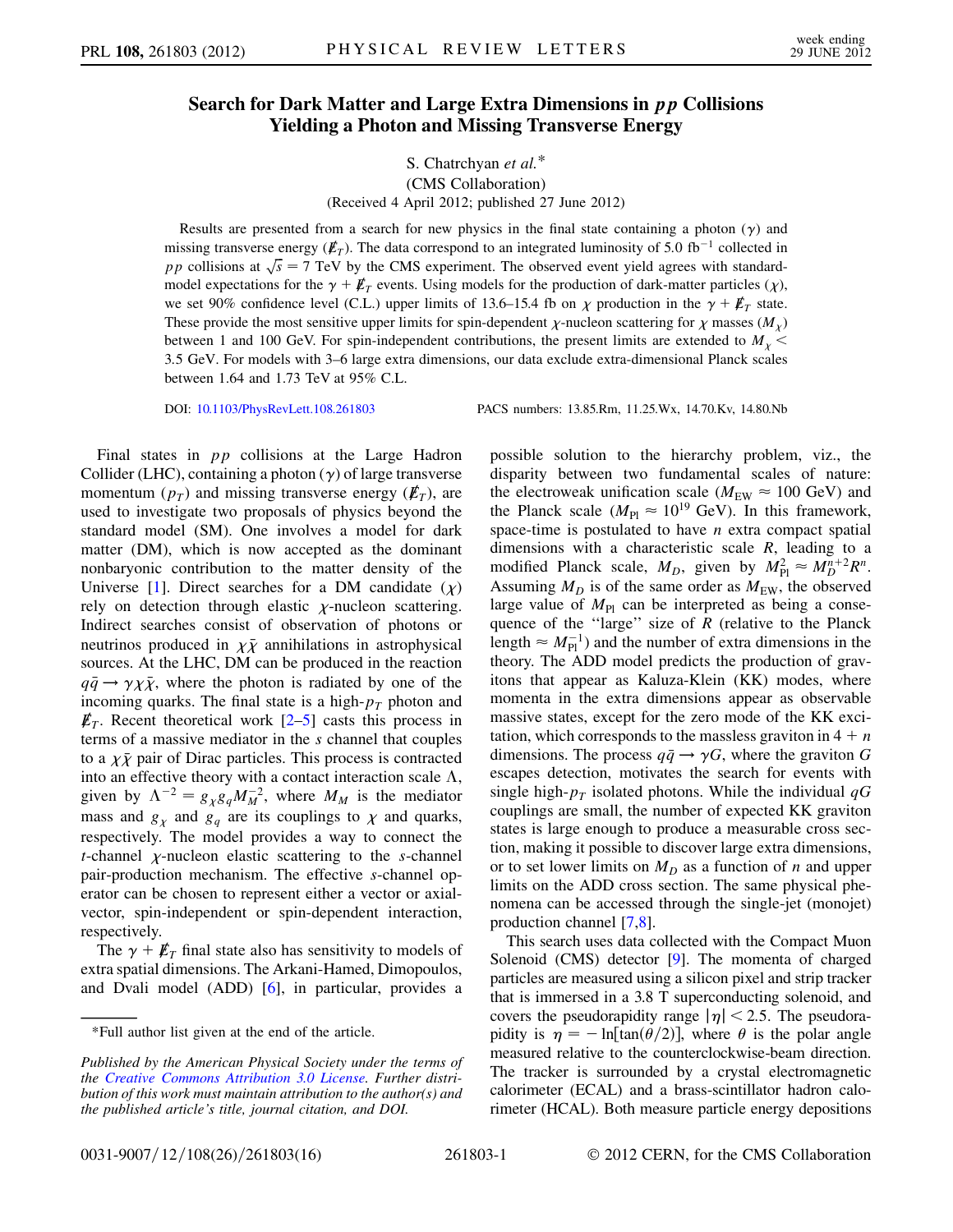# Search for Dark Matter and Large Extra Dimensions in $pp$ Collisions Yielding a Photon and Missing Transverse Energy

S. Chatrchyan *et al.**

(CMS Collaboration)

(Received 4 April 2012; published 27 June 2012)

Results are presented from a search for new physics in the final state containing a photon ($\gamma$) and missing transverse energy ($\not\!\!E_T$). The data correspond to an integrated luminosity of 5.0 fb$^{-1}$ collected in $pp$ collisions at $\sqrt{s} = 7$ TeV by the CMS experiment. The observed event yield agrees with standard-model expectations for the $\gamma + \not\!\!E_T$ events. Using models for the production of dark-matter particles ($\chi$), we set 90% confidence level (C.L.) upper limits of 13.6–15.4 fb on $\chi$ production in the $\gamma + \not\!\!E_T$ state. These provide the most sensitive upper limits for spin-dependent $\chi$-nucleon scattering for $\chi$ masses ($M_\chi$) between 1 and 100 GeV. For spin-independent contributions, the present limits are extended to $M_\chi <$ 3.5 GeV. For models with 3–6 large extra dimensions, our data exclude extra-dimensional Planck scales between 1.64 and 1.73 TeV at 95% C.L.

DOI: 10.1103/PhysRevLett.108.261803 PACS numbers: 13.85.Rm, 11.25.Wx, 14.70.Kv, 14.80.Nb

Final states in $pp$ collisions at the Large Hadron Collider (LHC), containing a photon ($\gamma$) of large transverse momentum ($p_T$) and missing transverse energy ($\not\!\!E_T$), are used to investigate two proposals of physics beyond the standard model (SM). One involves a model for dark matter (DM), which is now accepted as the dominant nonbaryonic contribution to the matter density of the Universe [1]. Direct searches for a DM candidate ($\chi$) rely on detection through elastic $\chi$-nucleon scattering. Indirect searches consist of observation of photons or neutrinos produced in $\chi\bar{\chi}$ annihilations in astrophysical sources. At the LHC, DM can be produced in the reaction $q\bar{q} \to \gamma\chi\bar{\chi}$, where the photon is radiated by one of the incoming quarks. The final state is a high-$p_T$ photon and $\not\!\!E_T$. Recent theoretical work [2–5] casts this process in terms of a massive mediator in the $s$ channel that couples to a $\chi\bar{\chi}$ pair of Dirac particles. This process is contracted into an effective theory with a contact interaction scale $\Lambda$, given by $\Lambda^{-2} = g_\chi g_q M_M^{-2}$, where $M_M$ is the mediator mass and $g_\chi$ and $g_q$ are its couplings to $\chi$ and quarks, respectively. The model provides a way to connect the $t$-channel $\chi$-nucleon elastic scattering to the $s$-channel pair-production mechanism. The effective $s$-channel operator can be chosen to represent either a vector or axial-vector, spin-independent or spin-dependent interaction, respectively.

The $\gamma + \not\!\!E_T$ final state also has sensitivity to models of extra spatial dimensions. The Arkani-Hamed, Dimopoulos, and Dvali model (ADD) [6], in particular, provides a possible solution to the hierarchy problem, viz., the disparity between two fundamental scales of nature: the electroweak unification scale ($M_{\rm EW} \approx 100$ GeV) and the Planck scale ($M_{\rm Pl} \approx 10^{19}$ GeV). In this framework, space-time is postulated to have $n$ extra compact spatial dimensions with a characteristic scale $R$, leading to a modified Planck scale, $M_D$, given by $M_{\rm Pl}^2 \approx M_D^{n+2} R^n$. Assuming $M_D$ is of the same order as $M_{\rm EW}$, the observed large value of $M_{\rm Pl}$ can be interpreted as being a consequence of the "large" size of $R$ (relative to the Planck length $\approx M_{\rm Pl}^{-1}$) and the number of extra dimensions in the theory. The ADD model predicts the production of gravitons that appear as Kaluza-Klein (KK) modes, where momenta in the extra dimensions appear as observable massive states, except for the zero mode of the KK excitation, which corresponds to the massless graviton in $4 + n$ dimensions. The process $q\bar{q} \to \gamma G$, where the graviton $G$ escapes detection, motivates the search for events with single high-$p_T$ isolated photons. While the individual $qG$ couplings are small, the number of expected KK graviton states is large enough to produce a measurable cross section, making it possible to discover large extra dimensions, or to set lower limits on $M_D$ as a function of $n$ and upper limits on the ADD cross section. The same physical phenomena can be accessed through the single-jet (monojet) production channel [7,8].

This search uses data collected with the Compact Muon Solenoid (CMS) detector [9]. The momenta of charged particles are measured using a silicon pixel and strip tracker that is immersed in a 3.8 T superconducting solenoid, and covers the pseudorapidity range $|\eta| < 2.5$. The pseudorapidity is $\eta = -\ln[\tan(\theta/2)]$, where $\theta$ is the polar angle measured relative to the counterclockwise-beam direction. The tracker is surrounded by a crystal electromagnetic calorimeter (ECAL) and a brass-scintillator hadron calorimeter (HCAL). Both measure particle energy depositions

---

*Full author list given at the end of the article.

*Published by the American Physical Society under the terms of the Creative Commons Attribution 3.0 License. Further distribution of this work must maintain attribution to the author(s) and the published article's title, journal citation, and DOI.*

0031-9007/12/108(26)/261803(16) © 2012 CERN, for the CMS Collaboration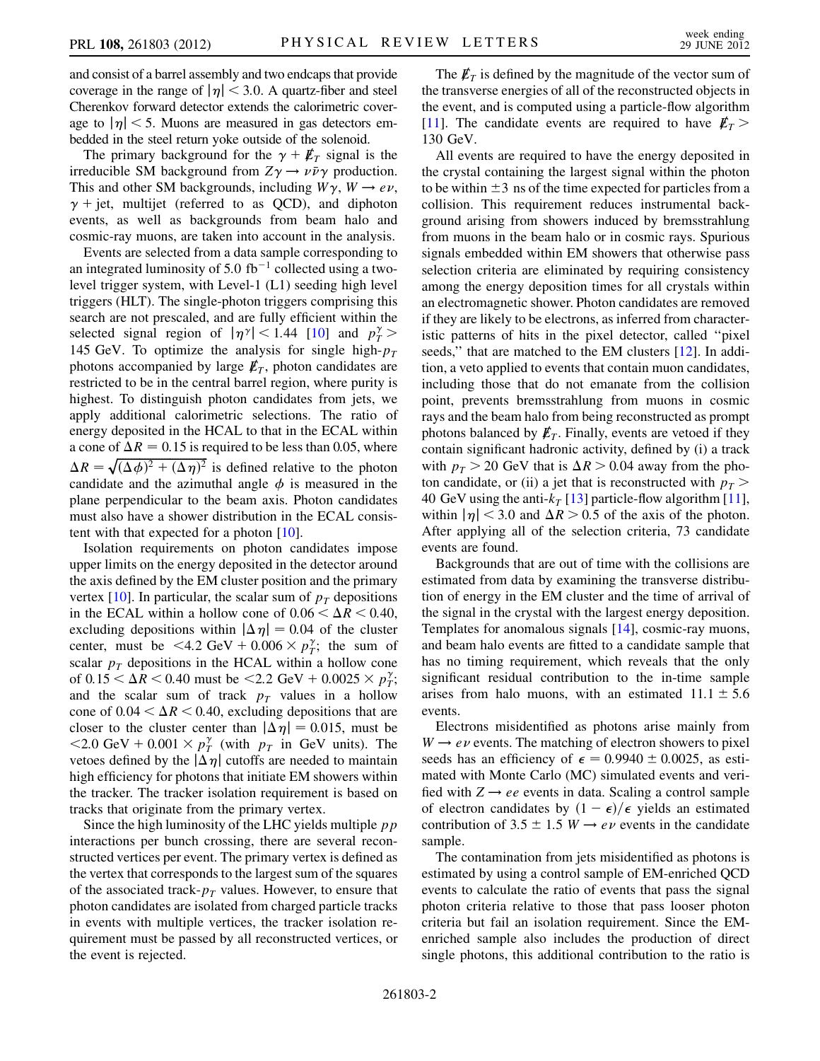and consist of a barrel assembly and two endcaps that provide coverage in the range of $|\eta| < 3.0$. A quartz-fiber and steel Cherenkov forward detector extends the calorimetric coverage to $|\eta| < 5$. Muons are measured in gas detectors embedded in the steel return yoke outside of the solenoid.

The primary background for the $\gamma + \not{E}_T$ signal is the irreducible SM background from $Z\gamma \rightarrow \nu\bar{\nu}\gamma$ production. This and other SM backgrounds, including $W\gamma$, $W \rightarrow e\nu$, $\gamma$ + jet, multijet (referred to as QCD), and diphoton events, as well as backgrounds from beam halo and cosmic-ray muons, are taken into account in the analysis.

Events are selected from a data sample corresponding to an integrated luminosity of 5.0 fb$^{-1}$ collected using a two-level trigger system, with Level-1 (L1) seeding high level triggers (HLT). The single-photon triggers comprising this search are not prescaled, and are fully efficient within the selected signal region of $|\eta^{\gamma}| < 1.44$ [10] and $p_T^{\gamma} > 145$ GeV. To optimize the analysis for single high-$p_T$ photons accompanied by large $\not{E}_T$, photon candidates are restricted to be in the central barrel region, where purity is highest. To distinguish photon candidates from jets, we apply additional calorimetric selections. The ratio of energy deposited in the HCAL to that in the ECAL within a cone of $\Delta R = 0.15$ is required to be less than 0.05, where $\Delta R = \sqrt{(\Delta\phi)^2 + (\Delta\eta)^2}$ is defined relative to the photon candidate and the azimuthal angle $\phi$ is measured in the plane perpendicular to the beam axis. Photon candidates must also have a shower distribution in the ECAL consistent with that expected for a photon [10].

Isolation requirements on photon candidates impose upper limits on the energy deposited in the detector around the axis defined by the EM cluster position and the primary vertex [10]. In particular, the scalar sum of $p_T$ depositions in the ECAL within a hollow cone of $0.06 < \Delta R < 0.40$, excluding depositions within $|\Delta\eta| = 0.04$ of the cluster center, must be $< 4.2$ GeV $+ 0.006 \times p_T^{\gamma}$; the sum of scalar $p_T$ depositions in the HCAL within a hollow cone of $0.15 < \Delta R < 0.40$ must be $< 2.2$ GeV $+ 0.0025 \times p_T^{\gamma}$; and the scalar sum of track $p_T$ values in a hollow cone of $0.04 < \Delta R < 0.40$, excluding depositions that are closer to the cluster center than $|\Delta\eta| = 0.015$, must be $< 2.0$ GeV $+ 0.001 \times p_T^{\gamma}$ (with $p_T$ in GeV units). The vetoes defined by the $|\Delta\eta|$ cutoffs are needed to maintain high efficiency for photons that initiate EM showers within the tracker. The tracker isolation requirement is based on tracks that originate from the primary vertex.

Since the high luminosity of the LHC yields multiple $pp$ interactions per bunch crossing, there are several reconstructed vertices per event. The primary vertex is defined as the vertex that corresponds to the largest sum of the squares of the associated track-$p_T$ values. However, to ensure that photon candidates are isolated from charged particle tracks in events with multiple vertices, the tracker isolation requirement must be passed by all reconstructed vertices, or the event is rejected.

The $\not{E}_T$ is defined by the magnitude of the vector sum of the transverse energies of all of the reconstructed objects in the event, and is computed using a particle-flow algorithm [11]. The candidate events are required to have $\not{E}_T > 130$ GeV.

All events are required to have the energy deposited in the crystal containing the largest signal within the photon to be within $\pm 3$ ns of the time expected for particles from a collision. This requirement reduces instrumental background arising from showers induced by bremsstrahlung from muons in the beam halo or in cosmic rays. Spurious signals embedded within EM showers that otherwise pass selection criteria are eliminated by requiring consistency among the energy deposition times for all crystals within an electromagnetic shower. Photon candidates are removed if they are likely to be electrons, as inferred from characteristic patterns of hits in the pixel detector, called "pixel seeds," that are matched to the EM clusters [12]. In addition, a veto applied to events that contain muon candidates, including those that do not emanate from the collision point, prevents bremsstrahlung from muons in cosmic rays and the beam halo from being reconstructed as prompt photons balanced by $\not{E}_T$. Finally, events are vetoed if they contain significant hadronic activity, defined by (i) a track with $p_T > 20$ GeV that is $\Delta R > 0.04$ away from the photon candidate, or (ii) a jet that is reconstructed with $p_T > 40$ GeV using the anti-$k_T$ [13] particle-flow algorithm [11], within $|\eta| < 3.0$ and $\Delta R > 0.5$ of the axis of the photon. After applying all of the selection criteria, 73 candidate events are found.

Backgrounds that are out of time with the collisions are estimated from data by examining the transverse distribution of energy in the EM cluster and the time of arrival of the signal in the crystal with the largest energy deposition. Templates for anomalous signals [14], cosmic-ray muons, and beam halo events are fitted to a candidate sample that has no timing requirement, which reveals that the only significant residual contribution to the in-time sample arises from halo muons, with an estimated $11.1 \pm 5.6$ events.

Electrons misidentified as photons arise mainly from $W \rightarrow e\nu$ events. The matching of electron showers to pixel seeds has an efficiency of $\epsilon = 0.9940 \pm 0.0025$, as estimated with Monte Carlo (MC) simulated events and verified with $Z \rightarrow ee$ events in data. Scaling a control sample of electron candidates by $(1 - \epsilon)/\epsilon$ yields an estimated contribution of $3.5 \pm 1.5$ $W \rightarrow e\nu$ events in the candidate sample.

The contamination from jets misidentified as photons is estimated by using a control sample of EM-enriched QCD events to calculate the ratio of events that pass the signal photon criteria relative to those that pass looser photon criteria but fail an isolation requirement. Since the EM-enriched sample also includes the production of direct single photons, this additional contribution to the ratio is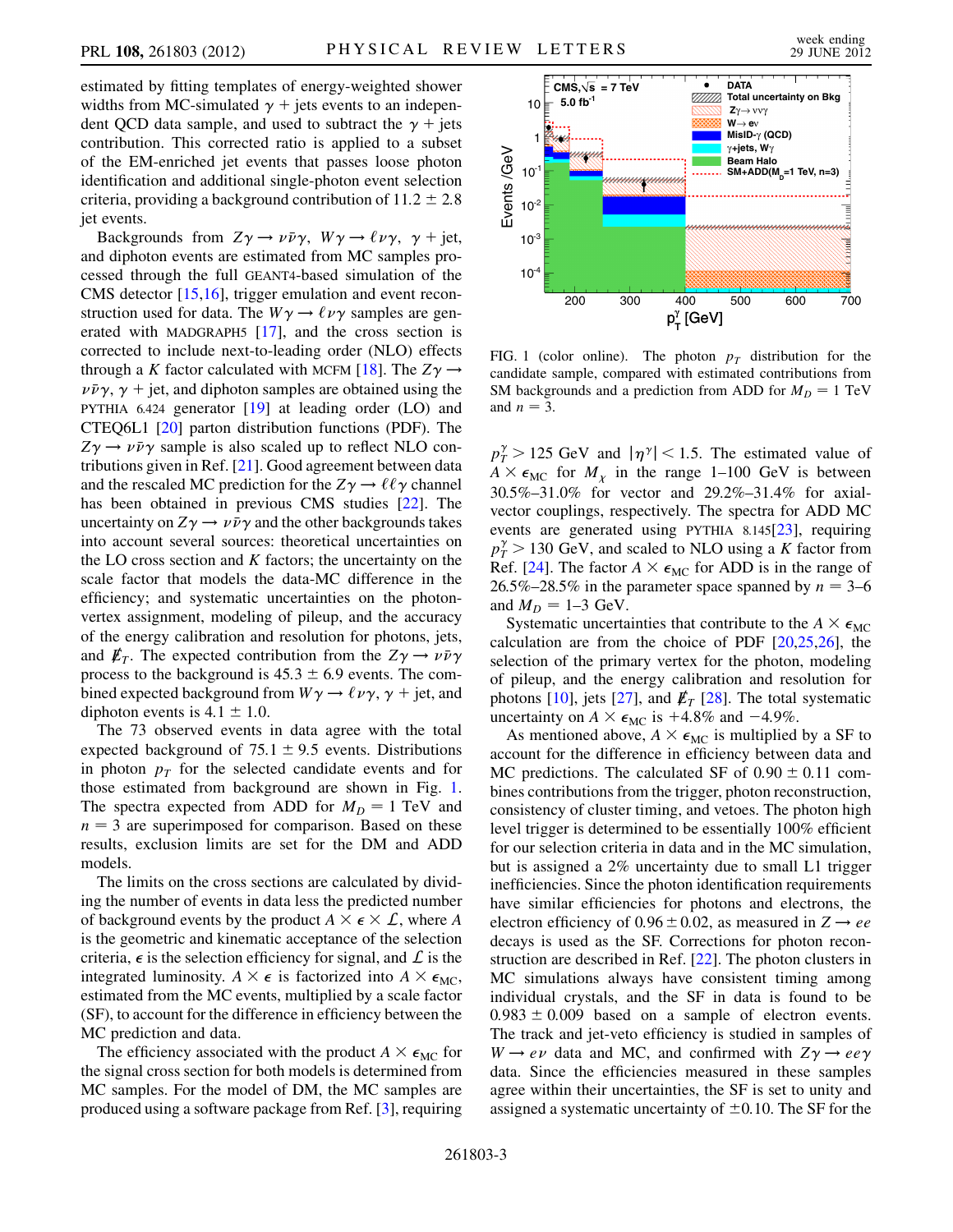estimated by fitting templates of energy-weighted shower widths from MC-simulated $\gamma$ + jets events to an independent QCD data sample, and used to subtract the $\gamma$ + jets contribution. This corrected ratio is applied to a subset of the EM-enriched jet events that passes loose photon identification and additional single-photon event selection criteria, providing a background contribution of $11.2 \pm 2.8$ jet events.

Backgrounds from $Z\gamma \to \nu\bar{\nu}\gamma$, $W\gamma \to \ell\nu\gamma$, $\gamma$ + jet, and diphoton events are estimated from MC samples processed through the full GEANT4-based simulation of the CMS detector [15,16], trigger emulation and event reconstruction used for data. The $W\gamma \to \ell\nu\gamma$ samples are generated with MADGRAPH5 [17], and the cross section is corrected to include next-to-leading order (NLO) effects through a $K$ factor calculated with MCFM [18]. The $Z\gamma \to \nu\bar{\nu}\gamma$, $\gamma$ + jet, and diphoton samples are obtained using the PYTHIA 6.424 generator [19] at leading order (LO) and CTEQ6L1 [20] parton distribution functions (PDF). The $Z\gamma \to \nu\bar{\nu}\gamma$ sample is also scaled up to reflect NLO contributions given in Ref. [21]. Good agreement between data and the rescaled MC prediction for the $Z\gamma \to \ell\ell\gamma$ channel has been obtained in previous CMS studies [22]. The uncertainty on $Z\gamma \to \nu\bar{\nu}\gamma$ and the other backgrounds takes into account several sources: theoretical uncertainties on the LO cross section and $K$ factors; the uncertainty on the scale factor that models the data-MC difference in the efficiency; and systematic uncertainties on the photon-vertex assignment, modeling of pileup, and the accuracy of the energy calibration and resolution for photons, jets, and $\not{E}_T$. The expected contribution from the $Z\gamma \to \nu\bar{\nu}\gamma$ process to the background is $45.3 \pm 6.9$ events. The combined expected background from $W\gamma \to \ell\nu\gamma$, $\gamma$ + jet, and diphoton events is $4.1 \pm 1.0$.

The 73 observed events in data agree with the total expected background of $75.1 \pm 9.5$ events. Distributions in photon $p_T$ for the selected candidate events and for those estimated from background are shown in Fig. 1. The spectra expected from ADD for $M_D = 1$ TeV and $n = 3$ are superimposed for comparison. Based on these results, exclusion limits are set for the DM and ADD models.

The limits on the cross sections are calculated by dividing the number of events in data less the predicted number of background events by the product $A \times \epsilon \times \mathcal{L}$, where $A$ is the geometric and kinematic acceptance of the selection criteria, $\epsilon$ is the selection efficiency for signal, and $\mathcal{L}$ is the integrated luminosity. $A \times \epsilon$ is factorized into $A \times \epsilon_{\rm MC}$, estimated from the MC events, multiplied by a scale factor (SF), to account for the difference in efficiency between the MC prediction and data.

The efficiency associated with the product $A \times \epsilon_{\rm MC}$ for the signal cross section for both models is determined from MC samples. For the model of DM, the MC samples are produced using a software package from Ref. [3], requiring

FIG. 1 (color online). The photon $p_T$ distribution for the candidate sample, compared with estimated contributions from SM backgrounds and a prediction from ADD for $M_D = 1$ TeV and $n = 3$.

$p_T^\gamma > 125$ GeV and $|\eta^\gamma| < 1.5$. The estimated value of $A \times \epsilon_{\rm MC}$ for $M_\chi$ in the range 1–100 GeV is between 30.5%–31.0% for vector and 29.2%–31.4% for axial-vector couplings, respectively. The spectra for ADD MC events are generated using PYTHIA 8.145[23], requiring $p_T^\gamma > 130$ GeV, and scaled to NLO using a $K$ factor from Ref. [24]. The factor $A \times \epsilon_{\rm MC}$ for ADD is in the range of 26.5%–28.5% in the parameter space spanned by $n = 3$–6 and $M_D = 1$–3 GeV.

Systematic uncertainties that contribute to the $A \times \epsilon_{\rm MC}$ calculation are from the choice of PDF [20,25,26], the selection of the primary vertex for the photon, modeling of pileup, and the energy calibration and resolution for photons [10], jets [27], and $\not{E}_T$ [28]. The total systematic uncertainty on $A \times \epsilon_{\rm MC}$ is $+4.8\%$ and $-4.9\%$.

As mentioned above, $A \times \epsilon_{\rm MC}$ is multiplied by a SF to account for the difference in efficiency between data and MC predictions. The calculated SF of $0.90 \pm 0.11$ combines contributions from the trigger, photon reconstruction, consistency of cluster timing, and vetoes. The photon high level trigger is determined to be essentially 100% efficient for our selection criteria in data and in the MC simulation, but is assigned a 2% uncertainty due to small L1 trigger inefficiencies. Since the photon identification requirements have similar efficiencies for photons and electrons, the electron efficiency of $0.96 \pm 0.02$, as measured in $Z \to ee$ decays is used as the SF. Corrections for photon reconstruction are described in Ref. [22]. The photon clusters in MC simulations always have consistent timing among individual crystals, and the SF in data is found to be $0.983 \pm 0.009$ based on a sample of electron events. The track and jet-veto efficiency is studied in samples of $W \to e\nu$ data and MC, and confirmed with $Z\gamma \to ee\gamma$ data. Since the efficiencies measured in these samples agree within their uncertainties, the SF is set to unity and assigned a systematic uncertainty of $\pm 0.10$. The SF for the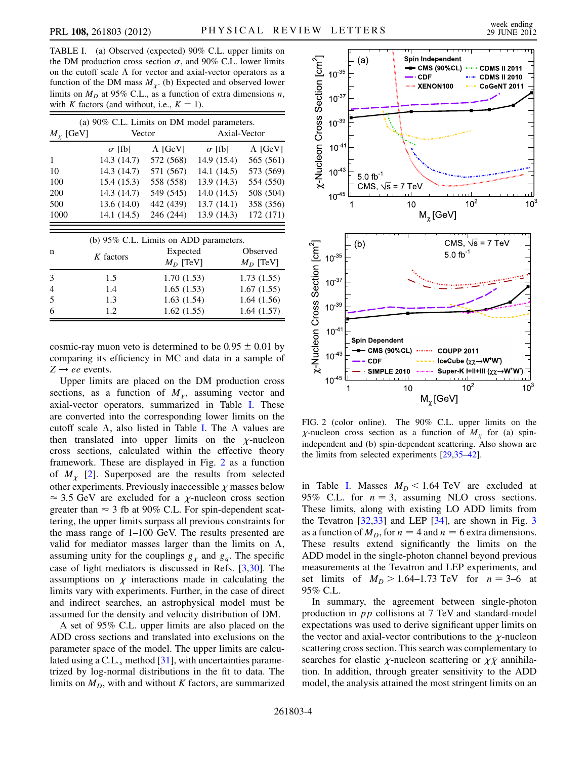TABLE I. (a) Observed (expected) 90% C.L. upper limits on the DM production cross section $\sigma$, and 90% C.L. lower limits on the cutoff scale $\Lambda$ for vector and axial-vector operators as a function of the DM mass $M_\chi$. (b) Expected and observed lower limits on $M_D$ at 95% C.L., as a function of extra dimensions $n$, with $K$ factors (and without, i.e., $K = 1$).

(a) 90% C.L. Limits on DM model parameters.

| $M_\chi$ [GeV] | Vector | | Axial-Vector | |
|---|---|---|---|---|
| | $\sigma$ [fb] | $\Lambda$ [GeV] | $\sigma$ [fb] | $\Lambda$ [GeV] |
| 1 | 14.3 (14.7) | 572 (568) | 14.9 (15.4) | 565 (561) |
| 10 | 14.3 (14.7) | 571 (567) | 14.1 (14.5) | 573 (569) |
| 100 | 15.4 (15.3) | 558 (558) | 13.9 (14.3) | 554 (550) |
| 200 | 14.3 (14.7) | 549 (545) | 14.0 (14.5) | 508 (504) |
| 500 | 13.6 (14.0) | 442 (439) | 13.7 (14.1) | 358 (356) |
| 1000 | 14.1 (14.5) | 246 (244) | 13.9 (14.3) | 172 (171) |

(b) 95% C.L. Limits on ADD parameters.

| n | $K$ factors | Expected $M_D$ [TeV] | Observed $M_D$ [TeV] |
|---|---|---|---|
| 3 | 1.5 | 1.70 (1.53) | 1.73 (1.55) |
| 4 | 1.4 | 1.65 (1.53) | 1.67 (1.55) |
| 5 | 1.3 | 1.63 (1.54) | 1.64 (1.56) |
| 6 | 1.2 | 1.62 (1.55) | 1.64 (1.57) |

cosmic-ray muon veto is determined to be $0.95 \pm 0.01$ by comparing its efficiency in MC and data in a sample of $Z \to ee$ events.

Upper limits are placed on the DM production cross sections, as a function of $M_\chi$, assuming vector and axial-vector operators, summarized in Table I. These are converted into the corresponding lower limits on the cutoff scale $\Lambda$, also listed in Table I. The $\Lambda$ values are then translated into upper limits on the $\chi$-nucleon cross sections, calculated within the effective theory framework. These are displayed in Fig. 2 as a function of $M_\chi$ [2]. Superposed are the results from selected other experiments. Previously inaccessible $\chi$ masses below $\approx 3.5$ GeV are excluded for a $\chi$-nucleon cross section greater than $\approx 3$ fb at 90% C.L. For spin-dependent scattering, the upper limits surpass all previous constraints for the mass range of 1–100 GeV. The results presented are valid for mediator masses larger than the limits on $\Lambda$, assuming unity for the couplings $g_\chi$ and $g_q$. The specific case of light mediators is discussed in Refs. [3,30]. The assumptions on $\chi$ interactions made in calculating the limits vary with experiments. Further, in the case of direct and indirect searches, an astrophysical model must be assumed for the density and velocity distribution of DM.

A set of 95% C.L. upper limits are also placed on the ADD cross sections and translated into exclusions on the parameter space of the model. The upper limits are calculated using a C.L.$_s$ method [31], with uncertainties parametrized by log-normal distributions in the fit to data. The limits on $M_D$, with and without $K$ factors, are summarized in Table I. Masses $M_D < 1.64$ TeV are excluded at 95% C.L. for $n = 3$, assuming NLO cross sections. These limits, along with existing LO ADD limits from the Tevatron [32,33] and LEP [34], are shown in Fig. 3 as a function of $M_D$, for $n = 4$ and $n = 6$ extra dimensions. These results extend significantly the limits on the ADD model in the single-photon channel beyond previous measurements at the Tevatron and LEP experiments, and set limits of $M_D > 1.64$–$1.73$ TeV for $n = 3$–$6$ at 95% C.L.

FIG. 2 (color online). The 90% C.L. upper limits on the $\chi$-nucleon cross section as a function of $M_\chi$ for (a) spin-independent and (b) spin-dependent scattering. Also shown are the limits from selected experiments [29,35–42].

In summary, the agreement between single-photon production in $pp$ collisions at 7 TeV and standard-model expectations was used to derive significant upper limits on the vector and axial-vector contributions to the $\chi$-nucleon scattering cross section. This search was complementary to searches for elastic $\chi$-nucleon scattering or $\chi\bar{\chi}$ annihilation. In addition, through greater sensitivity to the ADD model, the analysis attained the most stringent limits on an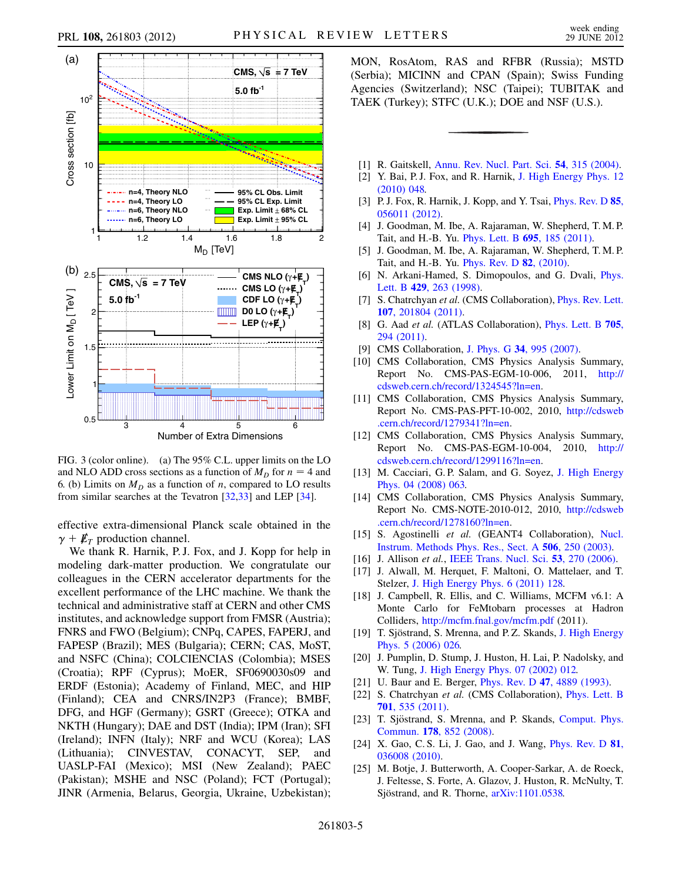FIG. 3 (color online). (a) The 95% C.L. upper limits on the LO and NLO ADD cross sections as a function of $M_D$ for $n = 4$ and 6. (b) Limits on $M_D$ as a function of $n$, compared to LO results from similar searches at the Tevatron [32,33] and LEP [34].

effective extra-dimensional Planck scale obtained in the $\gamma + \not{E}_T$ production channel.

We thank R. Harnik, P. J. Fox, and J. Kopp for help in modeling dark-matter production. We congratulate our colleagues in the CERN accelerator departments for the excellent performance of the LHC machine. We thank the technical and administrative staff at CERN and other CMS institutes, and acknowledge support from FMSR (Austria); FNRS and FWO (Belgium); CNPq, CAPES, FAPERJ, and FAPESP (Brazil); MES (Bulgaria); CERN; CAS, MoST, and NSFC (China); COLCIENCIAS (Colombia); MSES (Croatia); RPF (Cyprus); MoER, SF0690030s09 and ERDF (Estonia); Academy of Finland, MEC, and HIP (Finland); CEA and CNRS/IN2P3 (France); BMBF, DFG, and HGF (Germany); GSRT (Greece); OTKA and NKTH (Hungary); DAE and DST (India); IPM (Iran); SFI (Ireland); INFN (Italy); NRF and WCU (Korea); LAS (Lithuania); CINVESTAV, CONACYT, SEP, and UASLP-FAI (Mexico); MSI (New Zealand); PAEC (Pakistan); MSHE and NSC (Poland); FCT (Portugal); JINR (Armenia, Belarus, Georgia, Ukraine, Uzbekistan); MON, RosAtom, RAS and RFBR (Russia); MSTD (Serbia); MICINN and CPAN (Spain); Swiss Funding Agencies (Switzerland); NSC (Taipei); TUBITAK and TAEK (Turkey); STFC (U.K.); DOE and NSF (U.S.).

---

[1] R. Gaitskell, Annu. Rev. Nucl. Part. Sci. **54**, 315 (2004).
[2] Y. Bai, P. J. Fox, and R. Harnik, J. High Energy Phys. 12 (2010) 048.
[3] P. J. Fox, R. Harnik, J. Kopp, and Y. Tsai, Phys. Rev. D **85**, 056011 (2012).
[4] J. Goodman, M. Ibe, A. Rajaraman, W. Shepherd, T. M. P. Tait, and H.-B. Yu, Phys. Lett. B **695**, 185 (2011).
[5] J. Goodman, M. Ibe, A. Rajaraman, W. Shepherd, T. M. P. Tait, and H.-B. Yu, Phys. Rev. D **82**, (2010).
[6] N. Arkani-Hamed, S. Dimopoulos, and G. Dvali, Phys. Lett. B **429**, 263 (1998).
[7] S. Chatrchyan *et al.* (CMS Collaboration), Phys. Rev. Lett. **107**, 201804 (2011).
[8] G. Aad *et al.* (ATLAS Collaboration), Phys. Lett. B **705**, 294 (2011).
[9] CMS Collaboration, J. Phys. G **34**, 995 (2007).
[10] CMS Collaboration, CMS Physics Analysis Summary, Report No. CMS-PAS-EGM-10-006, 2011, http://cdsweb.cern.ch/record/1324545?ln=en.
[11] CMS Collaboration, CMS Physics Analysis Summary, Report No. CMS-PAS-PFT-10-002, 2010, http://cdsweb.cern.ch/record/1279341?ln=en.
[12] CMS Collaboration, CMS Physics Analysis Summary, Report No. CMS-PAS-EGM-10-004, 2010, http://cdsweb.cern.ch/record/1299116?ln=en.
[13] M. Cacciari, G. P. Salam, and G. Soyez, J. High Energy Phys. 04 (2008) 063.
[14] CMS Collaboration, CMS Physics Analysis Summary, Report No. CMS-NOTE-2010-012, 2010, http://cdsweb.cern.ch/record/1278160?ln=en.
[15] S. Agostinelli *et al.* (GEANT4 Collaboration), Nucl. Instrum. Methods Phys. Res., Sect. A **506**, 250 (2003).
[16] J. Allison *et al.*, IEEE Trans. Nucl. Sci. **53**, 270 (2006).
[17] J. Alwall, M. Herquet, F. Maltoni, O. Mattelaer, and T. Stelzer, J. High Energy Phys. 6 (2011) 128.
[18] J. Campbell, R. Ellis, and C. Williams, MCFM v6.1: A Monte Carlo for FeMtobarn processes at Hadron Colliders, http://mcfm.fnal.gov/mcfm.pdf (2011).
[19] T. Sjöstrand, S. Mrenna, and P. Z. Skands, J. High Energy Phys. 5 (2006) 026.
[20] J. Pumplin, D. Stump, J. Huston, H. Lai, P. Nadolsky, and W. Tung, J. High Energy Phys. 07 (2002) 012.
[21] U. Baur and E. Berger, Phys. Rev. D **47**, 4889 (1993).
[22] S. Chatrchyan *et al.* (CMS Collaboration), Phys. Lett. B **701**, 535 (2011).
[23] T. Sjöstrand, S. Mrenna, and P. Skands, Comput. Phys. Commun. **178**, 852 (2008).
[24] X. Gao, C. S. Li, J. Gao, and J. Wang, Phys. Rev. D **81**, 036008 (2010).
[25] M. Botje, J. Butterworth, A. Cooper-Sarkar, A. de Roeck, J. Feltesse, S. Forte, A. Glazov, J. Huston, R. McNulty, T. Sjöstrand, and R. Thorne, arXiv:1101.0538.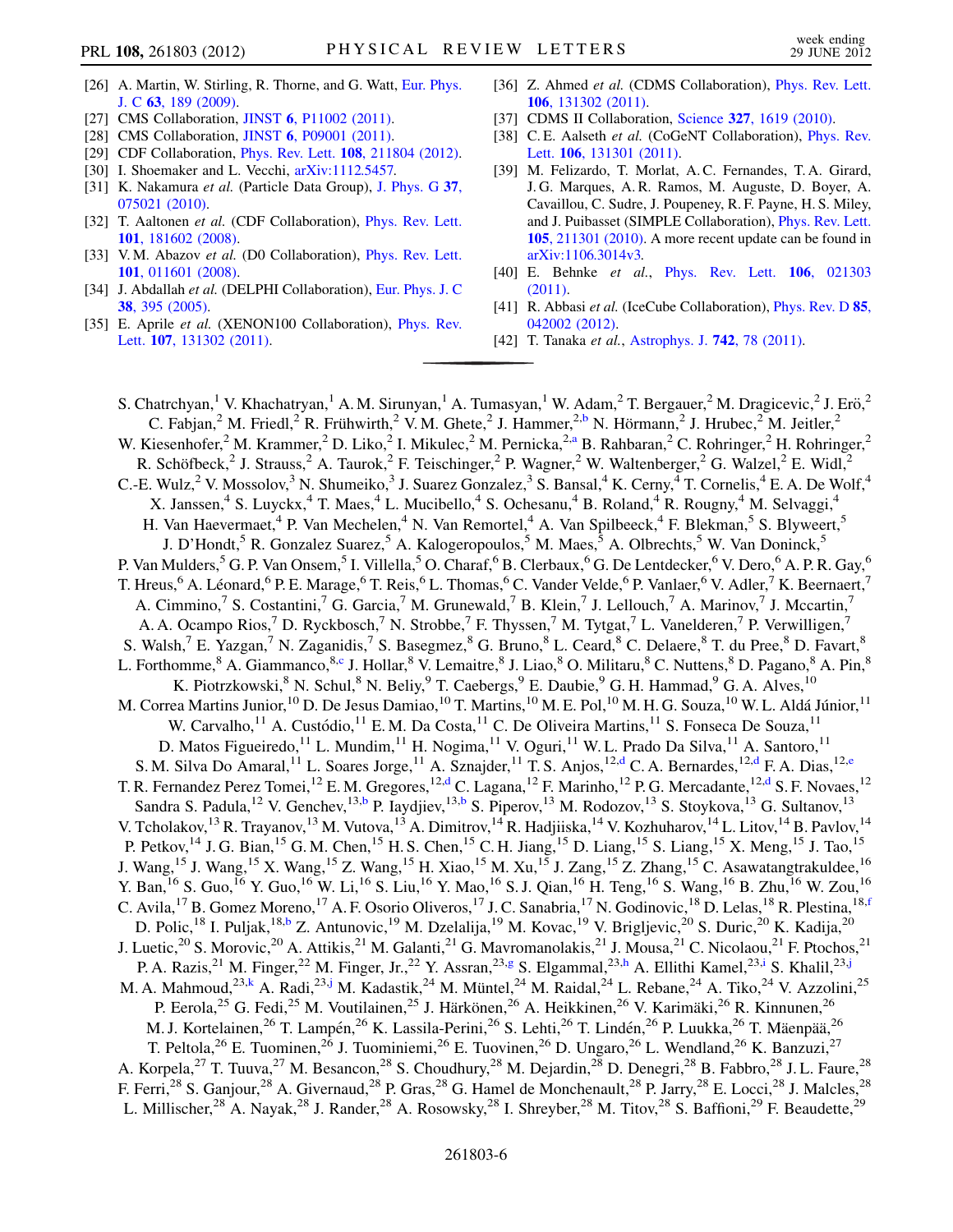[26] A. Martin, W. Stirling, R. Thorne, and G. Watt, Eur. Phys. J. C **63**, 189 (2009).

[27] CMS Collaboration, JINST **6**, P11002 (2011).

[28] CMS Collaboration, JINST **6**, P09001 (2011).

[29] CDF Collaboration, Phys. Rev. Lett. **108**, 211804 (2012).

[30] I. Shoemaker and L. Vecchi, arXiv:1112.5457.

[31] K. Nakamura *et al.* (Particle Data Group), J. Phys. G **37**, 075021 (2010).

[32] T. Aaltonen *et al.* (CDF Collaboration), Phys. Rev. Lett. **101**, 181602 (2008).

[33] V. M. Abazov *et al.* (D0 Collaboration), Phys. Rev. Lett. **101**, 011601 (2008).

[34] J. Abdallah *et al.* (DELPHI Collaboration), Eur. Phys. J. C **38**, 395 (2005).

[35] E. Aprile *et al.* (XENON100 Collaboration), Phys. Rev. Lett. **107**, 131302 (2011).

[36] Z. Ahmed *et al.* (CDMS Collaboration), Phys. Rev. Lett. **106**, 131302 (2011).

[37] CDMS II Collaboration, Science **327**, 1619 (2010).

[38] C. E. Aalseth *et al.* (CoGeNT Collaboration), Phys. Rev. Lett. **106**, 131301 (2011).

[39] M. Felizardo, T. Morlat, A. C. Fernandes, T. A. Girard, J. G. Marques, A. R. Ramos, M. Auguste, D. Boyer, A. Cavaillou, C. Sudre, J. Poupeney, R. F. Payne, H. S. Miley, and J. Puibasset (SIMPLE Collaboration), Phys. Rev. Lett. **105**, 211301 (2010). A more recent update can be found in arXiv:1106.3014v3.

[40] E. Behnke *et al.*, Phys. Rev. Lett. **106**, 021303 (2011).

[41] R. Abbasi *et al.* (IceCube Collaboration), Phys. Rev. D **85**, 042002 (2012).

[42] T. Tanaka *et al.*, Astrophys. J. **742**, 78 (2011).

---

S. Chatrchyan,[1] V. Khachatryan,[1] A. M. Sirunyan,[1] A. Tumasyan,[1] W. Adam,[2] T. Bergauer,[2] M. Dragicevic,[2] J. Erö,[2] C. Fabjan,[2] M. Friedl,[2] R. Frühwirth,[2] V. M. Ghete,[2] J. Hammer,[2,b] N. Hörmann,[2] J. Hrubec,[2] M. Jeitler,[2] W. Kiesenhofer,[2] M. Krammer,[2] D. Liko,[2] I. Mikulec,[2] M. Pernicka,[2,a] B. Rahbaran,[2] C. Rohringer,[2] H. Rohringer,[2] R. Schöfbeck,[2] J. Strauss,[2] A. Taurok,[2] F. Teischinger,[2] P. Wagner,[2] W. Waltenberger,[2] G. Walzel,[2] E. Widl,[2] C.-E. Wulz,[2] V. Mossolov,[3] N. Shumeiko,[3] J. Suarez Gonzalez,[3] S. Bansal,[4] K. Cerny,[4] T. Cornelis,[4] E. A. De Wolf,[4] X. Janssen,[4] S. Luyckx,[4] T. Maes,[4] L. Mucibello,[4] S. Ochesanu,[4] B. Roland,[4] R. Rougny,[4] M. Selvaggi,[4] H. Van Haevermaet,[4] P. Van Mechelen,[4] N. Van Remortel,[4] A. Van Spilbeeck,[4] F. Blekman,[5] S. Blyweert,[5] J. D'Hondt,[5] R. Gonzalez Suarez,[5] A. Kalogeropoulos,[5] M. Maes,[5] A. Olbrechts,[5] W. Van Doninck,[5] P. Van Mulders,[5] G. P. Van Onsem,[5] I. Villella,[5] O. Charaf,[6] B. Clerbaux,[6] G. De Lentdecker,[6] V. Dero,[6] A. P. R. Gay,[6] T. Hreus,[6] A. Léonard,[6] P. E. Marage,[6] T. Reis,[6] L. Thomas,[6] C. Vander Velde,[6] P. Vanlaer,[6] V. Adler,[7] K. Beernaert,[7] A. Cimmino,[7] S. Costantini,[7] G. Garcia,[7] M. Grunewald,[7] B. Klein,[7] J. Lellouch,[7] A. Marinov,[7] J. Mccartin,[7] A. A. Ocampo Rios,[7] D. Ryckbosch,[7] N. Strobbe,[7] F. Thyssen,[7] M. Tytgat,[7] L. Vanelderen,[7] P. Verwilligen,[7] S. Walsh,[7] E. Yazgan,[7] N. Zaganidis,[7] S. Basegmez,[8] G. Bruno,[8] L. Ceard,[8] C. Delaere,[8] T. du Pree,[8] D. Favart,[8] L. Forthomme,[8] A. Giammanco,[8,c] J. Hollar,[8] V. Lemaitre,[8] J. Liao,[8] O. Militaru,[8] C. Nuttens,[8] D. Pagano,[8] A. Pin,[8] K. Piotrzkowski,[8] N. Schul,[8] N. Beliy,[9] T. Caebergs,[9] E. Daubie,[9] G. H. Hammad,[9] G. A. Alves,[10] M. Correa Martins Junior,[10] D. De Jesus Damiao,[10] T. Martins,[10] M. E. Pol,[10] M. H. G. Souza,[10] W. L. Aldá Júnior,[11] W. Carvalho,[11] A. Custódio,[11] E. M. Da Costa,[11] C. De Oliveira Martins,[11] S. Fonseca De Souza,[11] D. Matos Figueiredo,[11] L. Mundim,[11] H. Nogima,[11] V. Oguri,[11] W. L. Prado Da Silva,[11] A. Santoro,[11] S. M. Silva Do Amaral,[11] L. Soares Jorge,[11] A. Sznajder,[11] T. S. Anjos,[12,d] C. A. Bernardes,[12,d] F. A. Dias,[12,e] T. R. Fernandez Perez Tomei,[12] E. M. Gregores,[12,d] C. Lagana,[12] F. Marinho,[12] P. G. Mercadante,[12,d] S. F. Novaes,[12] Sandra S. Padula,[12] V. Genchev,[13,b] P. Iaydjiev,[13,b] S. Piperov,[13] M. Rodozov,[13] S. Stoykova,[13] G. Sultanov,[13] V. Tcholakov,[13] R. Trayanov,[13] M. Vutova,[13] A. Dimitrov,[14] R. Hadjiiska,[14] V. Kozhuharov,[14] L. Litov,[14] B. Pavlov,[14] P. Petkov,[14] J. G. Bian,[15] G. M. Chen,[15] H. S. Chen,[15] C. H. Jiang,[15] D. Liang,[15] S. Liang,[15] X. Meng,[15] J. Tao,[15] J. Wang,[15] J. Wang,[15] X. Wang,[15] Z. Wang,[15] H. Xiao,[15] M. Xu,[15] J. Zang,[15] Z. Zhang,[15] C. Asawatangtrakuldee,[16] Y. Ban,[16] S. Guo,[16] Y. Guo,[16] W. Li,[16] S. Liu,[16] Y. Mao,[16] S. J. Qian,[16] H. Teng,[16] S. Wang,[16] B. Zhu,[16] W. Zou,[16] C. Avila,[17] B. Gomez Moreno,[17] A. F. Osorio Oliveros,[17] J. C. Sanabria,[17] N. Godinovic,[18] D. Lelas,[18] R. Plestina,[18,f] D. Polic,[18] I. Puljak,[18,b] Z. Antunovic,[19] M. Dzelalija,[19] M. Kovac,[19] V. Brigljevic,[20] S. Duric,[20] K. Kadija,[20] J. Luetic,[20] S. Morovic,[20] A. Attikis,[21] M. Galanti,[21] G. Mavromanolakis,[21] J. Mousa,[21] C. Nicolaou,[21] F. Ptochos,[21] P. A. Razis,[21] M. Finger,[22] M. Finger, Jr.,[22] Y. Assran,[23,g] S. Elgammal,[23,h] A. Ellithi Kamel,[23,i] S. Khalil,[23,j] M. A. Mahmoud,[23,k] A. Radi,[23,j] M. Kadastik,[24] M. Müntel,[24] M. Raidal,[24] L. Rebane,[24] A. Tiko,[24] V. Azzolini,[25] P. Eerola,[25] G. Fedi,[25] M. Voutilainen,[25] J. Härkönen,[26] A. Heikkinen,[26] V. Karimäki,[26] R. Kinnunen,[26] M. J. Kortelainen,[26] T. Lampén,[26] K. Lassila-Perini,[26] S. Lehti,[26] T. Lindén,[26] P. Luukka,[26] T. Mäenpää,[26] T. Peltola,[26] E. Tuominen,[26] J. Tuominiemi,[26] E. Tuovinen,[26] D. Ungaro,[26] L. Wendland,[26] K. Banzuzi,[27] A. Korpela,[27] T. Tuuva,[27] M. Besancon,[28] S. Choudhury,[28] M. Dejardin,[28] D. Denegri,[28] B. Fabbro,[28] J. L. Faure,[28] F. Ferri,[28] S. Ganjour,[28] A. Givernaud,[28] P. Gras,[28] G. Hamel de Monchenault,[28] P. Jarry,[28] E. Locci,[28] J. Malcles,[28] L. Millischer,[28] A. Nayak,[28] J. Rander,[28] A. Rosowsky,[28] I. Shreyber,[28] M. Titov,[28] S. Baffioni,[29] F. Beaudette,[29]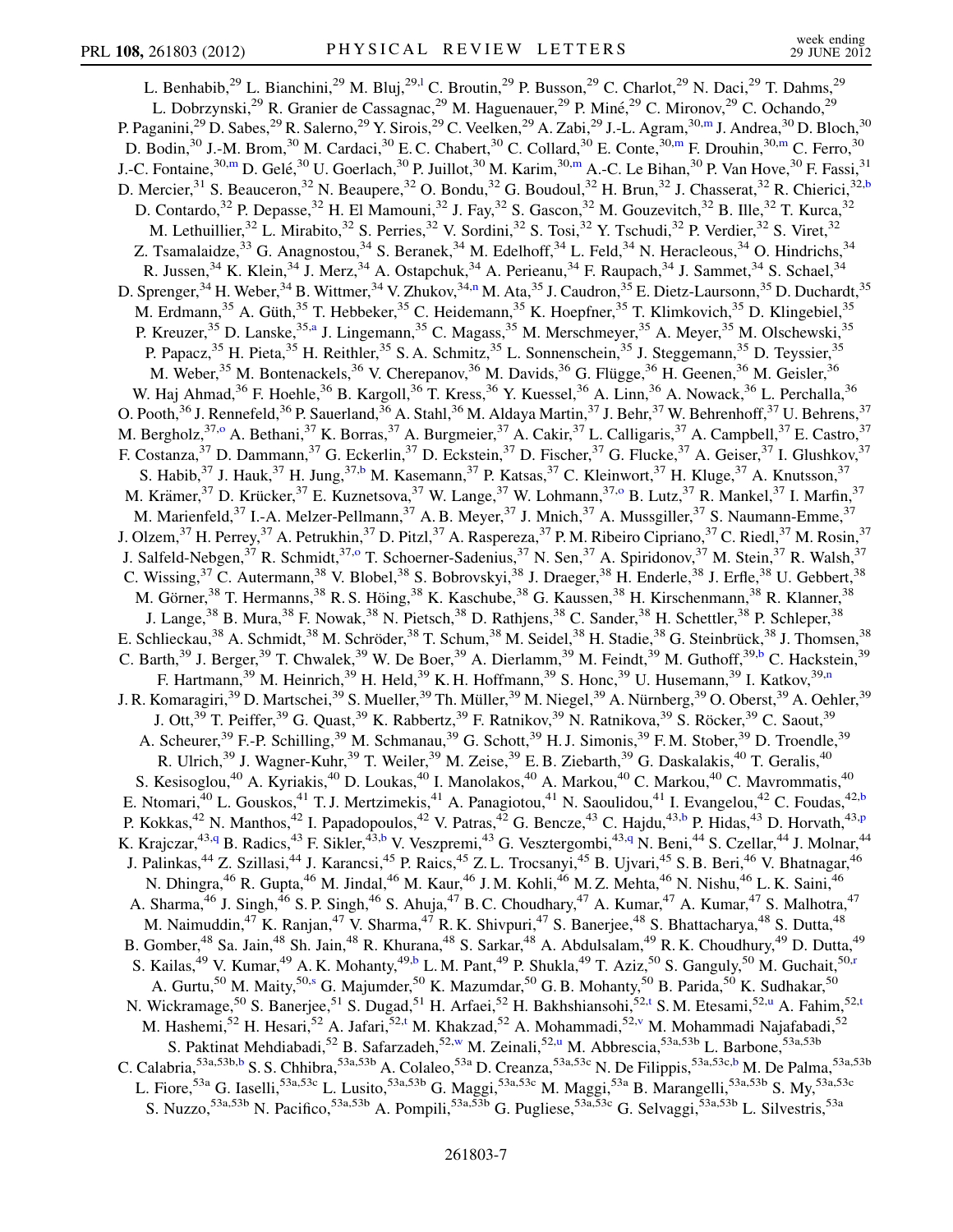L. Benhabib,[29] L. Bianchini,[29] M. Bluj,[29,l] C. Broutin,[29] P. Busson,[29] C. Charlot,[29] N. Daci,[29] T. Dahms,[29] L. Dobrzynski,[29] R. Granier de Cassagnac,[29] M. Haguenauer,[29] P. Miné,[29] C. Mironov,[29] C. Ochando,[29] P. Paganini,[29] D. Sabes,[29] R. Salerno,[29] Y. Sirois,[29] C. Veelken,[29] A. Zabi,[29] J.-L. Agram,[30,m] J. Andrea,[30] D. Bloch,[30] D. Bodin,[30] J.-M. Brom,[30] M. Cardaci,[30] E. C. Chabert,[30] C. Collard,[30] E. Conte,[30,m] F. Drouhin,[30,m] C. Ferro,[30] J.-C. Fontaine,[30,m] D. Gelé,[30] U. Goerlach,[30] P. Juillot,[30] M. Karim,[30,m] A.-C. Le Bihan,[30] P. Van Hove,[30] F. Fassi,[31] D. Mercier,[31] S. Beauceron,[32] N. Beaupere,[32] O. Bondu,[32] G. Boudoul,[32] H. Brun,[32] J. Chasserat,[32] R. Chierici,[32,b] D. Contardo,[32] P. Depasse,[32] H. El Mamouni,[32] J. Fay,[32] S. Gascon,[32] M. Gouzevitch,[32] B. Ille,[32] T. Kurca,[32] M. Lethuillier,[32] L. Mirabito,[32] S. Perries,[32] V. Sordini,[32] S. Tosi,[32] Y. Tschudi,[32] P. Verdier,[32] S. Viret,[32] Z. Tsamalaidze,[33] G. Anagnostou,[34] S. Beranek,[34] M. Edelhoff,[34] L. Feld,[34] N. Heracleous,[34] O. Hindrichs,[34] R. Jussen,[34] K. Klein,[34] J. Merz,[34] A. Ostapchuk,[34] A. Perieanu,[34] F. Raupach,[34] J. Sammet,[34] S. Schael,[34] D. Sprenger,[34] H. Weber,[34] B. Wittmer,[34] V. Zhukov,[34,n] M. Ata,[35] J. Caudron,[35] E. Dietz-Laursonn,[35] D. Duchardt,[35] M. Erdmann,[35] A. Güth,[35] T. Hebbeker,[35] C. Heidemann,[35] K. Hoepfner,[35] T. Klimkovich,[35] D. Klingebiel,[35] P. Kreuzer,[35] D. Lanske,[35,a] J. Lingemann,[35] C. Magass,[35] M. Merschmeyer,[35] A. Meyer,[35] M. Olschewski,[35] P. Papacz,[35] H. Pieta,[35] H. Reithler,[35] S. A. Schmitz,[35] L. Sonnenschein,[35] J. Steggemann,[35] D. Teyssier,[35] M. Weber,[35] M. Bontenackels,[36] V. Cherepanov,[36] M. Davids,[36] G. Flügge,[36] H. Geenen,[36] M. Geisler,[36] W. Haj Ahmad,[36] F. Hoehle,[36] B. Kargoll,[36] T. Kress,[36] Y. Kuessel,[36] A. Linn,[36] A. Nowack,[36] L. Perchalla,[36] O. Pooth,[36] J. Rennefeld,[36] P. Sauerland,[36] A. Stahl,[36] M. Aldaya Martin,[37] J. Behr,[37] W. Behrenhoff,[37] U. Behrens,[37] M. Bergholz,[37,o] A. Bethani,[37] K. Borras,[37] A. Burgmeier,[37] A. Cakir,[37] L. Calligaris,[37] A. Campbell,[37] E. Castro,[37] F. Costanza,[37] D. Dammann,[37] G. Eckerlin,[37] D. Eckstein,[37] D. Fischer,[37] G. Flucke,[37] A. Geiser,[37] I. Glushkov,[37] S. Habib,[37] J. Hauk,[37] H. Jung,[37,b] M. Kasemann,[37] P. Katsas,[37] C. Kleinwort,[37] H. Kluge,[37] A. Knutsson,[37] M. Krämer,[37] D. Krücker,[37] E. Kuznetsova,[37] W. Lange,[37] W. Lohmann,[37,o] B. Lutz,[37] R. Mankel,[37] I. Marfin,[37] M. Marienfeld,[37] I.-A. Melzer-Pellmann,[37] A. B. Meyer,[37] J. Mnich,[37] A. Mussgiller,[37] S. Naumann-Emme,[37] J. Olzem,[37] H. Perrey,[37] A. Petrukhin,[37] D. Pitzl,[37] A. Raspereza,[37] P. M. Ribeiro Cipriano,[37] C. Riedl,[37] M. Rosin,[37] J. Salfeld-Nebgen,[37] R. Schmidt,[37,o] T. Schoerner-Sadenius,[37] N. Sen,[37] A. Spiridonov,[37] M. Stein,[37] R. Walsh,[37] C. Wissing,[37] C. Autermann,[38] V. Blobel,[38] S. Bobrovskyi,[38] J. Draeger,[38] H. Enderle,[38] J. Erfle,[38] U. Gebbert,[38] M. Görner,[38] T. Hermanns,[38] R. S. Höing,[38] K. Kaschube,[38] G. Kaussen,[38] H. Kirschenmann,[38] R. Klanner,[38] J. Lange,[38] B. Mura,[38] F. Nowak,[38] N. Pietsch,[38] D. Rathjens,[38] C. Sander,[38] H. Schettler,[38] P. Schleper,[38] E. Schlieckau,[38] A. Schmidt,[38] M. Schröder,[38] T. Schum,[38] M. Seidel,[38] H. Stadie,[38] G. Steinbrück,[38] J. Thomsen,[38] C. Barth,[39] J. Berger,[39] T. Chwalek,[39] W. De Boer,[39] A. Dierlamm,[39] M. Feindt,[39] M. Guthoff,[39,b] C. Hackstein,[39] F. Hartmann,[39] M. Heinrich,[39] H. Held,[39] K. H. Hoffmann,[39] S. Honc,[39] U. Husemann,[39] I. Katkov,[39,n] J. R. Komaragiri,[39] D. Martschei,[39] S. Mueller,[39] Th. Müller,[39] M. Niegel,[39] A. Nürnberg,[39] O. Oberst,[39] A. Oehler,[39] J. Ott,[39] T. Peiffer,[39] G. Quast,[39] K. Rabbertz,[39] F. Ratnikov,[39] N. Ratnikova,[39] S. Röcker,[39] C. Saout,[39] A. Scheurer,[39] F.-P. Schilling,[39] M. Schmanau,[39] G. Schott,[39] H. J. Simonis,[39] F. M. Stober,[39] D. Troendle,[39] R. Ulrich,[39] J. Wagner-Kuhr,[39] T. Weiler,[39] M. Zeise,[39] E. B. Ziebarth,[39] G. Daskalakis,[40] T. Geralis,[40] S. Kesisoglou,[40] A. Kyriakis,[40] D. Loukas,[40] I. Manolakos,[40] A. Markou,[40] C. Markou,[40] C. Mavrommatis,[40] E. Ntomari,[40] L. Gouskos,[41] T. J. Mertzimekis,[41] A. Panagiotou,[41] N. Saoulidou,[41] I. Evangelou,[42] C. Foudas,[42,b] P. Kokkas,[42] N. Manthos,[42] I. Papadopoulos,[42] V. Patras,[42] G. Bencze,[43] C. Hajdu,[43,b] P. Hidas,[43] D. Horvath,[43,p] K. Krajczar,[43,q] B. Radics,[43] F. Sikler,[43,b] V. Veszpremi,[43] G. Vesztergombi,[43,q] N. Beni,[44] S. Czellar,[44] J. Molnar,[44] J. Palinkas,[44] Z. Szillasi,[44] J. Karancsi,[45] P. Raics,[45] Z. L. Trocsanyi,[45] B. Ujvari,[45] S. B. Beri,[46] V. Bhatnagar,[46] N. Dhingra,[46] R. Gupta,[46] M. Jindal,[46] M. Kaur,[46] J. M. Kohli,[46] M. Z. Mehta,[46] N. Nishu,[46] L. K. Saini,[46] A. Sharma,[46] J. Singh,[46] S. P. Singh,[46] S. Ahuja,[47] B. C. Choudhary,[47] A. Kumar,[47] A. Kumar,[47] S. Malhotra,[47] M. Naimuddin,[47] K. Ranjan,[47] V. Sharma,[47] R. K. Shivpuri,[47] S. Banerjee,[48] S. Bhattacharya,[48] S. Dutta,[48] B. Gomber,[48] Sa. Jain,[48] Sh. Jain,[48] R. Khurana,[48] S. Sarkar,[48] A. Abdulsalam,[49] R. K. Choudhury,[49] D. Dutta,[49] S. Kailas,[49] V. Kumar,[49] A. K. Mohanty,[49,b] L. M. Pant,[49] P. Shukla,[49] T. Aziz,[50] S. Ganguly,[50] M. Guchait,[50,r] A. Gurtu,[50] M. Maity,[50,s] G. Majumder,[50] K. Mazumdar,[50] G. B. Mohanty,[50] B. Parida,[50] K. Sudhakar,[50] N. Wickramage,[50] S. Banerjee,[51] S. Dugad,[51] H. Arfaei,[52] H. Bakhshiansohi,[52,t] S. M. Etesami,[52,u] A. Fahim,[52,t] M. Hashemi,[52] H. Hesari,[52] A. Jafari,[52,t] M. Khakzad,[52] A. Mohammadi,[52,v] M. Mohammadi Najafabadi,[52] S. Paktinat Mehdiabadi,[52] B. Safarzadeh,[52,w] M. Zeinali,[52,u] M. Abbrescia,[53a,53b] L. Barbone,[53a,53b] C. Calabria,[53a,53b,b] S. S. Chhibra,[53a,53b] A. Colaleo,[53a] D. Creanza,[53a,53c] N. De Filippis,[53a,53c,b] M. De Palma,[53a,53b] L. Fiore,[53a] G. Iaselli,[53a,53c] L. Lusito,[53a,53b] G. Maggi,[53a,53c] M. Maggi,[53a] B. Marangelli,[53a,53b] S. My,[53a,53c] S. Nuzzo,[53a,53b] N. Pacifico,[53a,53b] A. Pompili,[53a,53b] G. Pugliese,[53a,53c] G. Selvaggi,[53a,53b] L. Silvestris,[53a]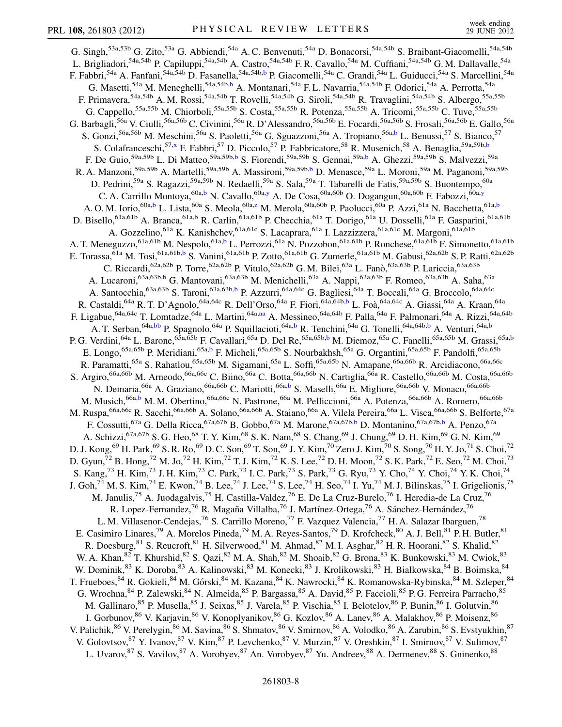G. Singh,[53a,53b] G. Zito,[53a] G. Abbiendi,[54a] A. C. Benvenuti,[54a] D. Bonacorsi,[54a,54b] S. Braibant-Giacomelli,[54a,54b] L. Brigliadori,[54a,54b] P. Capiluppi,[54a,54b] A. Castro,[54a,54b] F. R. Cavallo,[54a] M. Cuffiani,[54a,54b] G. M. Dallavalle,[54a] F. Fabbri,[54a] A. Fanfani,[54a,54b] D. Fasanella,[54a,54b,b] P. Giacomelli,[54a] C. Grandi,[54a] L. Guiducci,[54a] S. Marcellini,[54a] G. Masetti,[54a] M. Meneghelli,[54a,54b,b] A. Montanari,[54a] F. L. Navarria,[54a,54b] F. Odorici,[54a] A. Perrotta,[54a] F. Primavera,[54a,54b] A. M. Rossi,[54a,54b] T. Rovelli,[54a,54b] G. Siroli,[54a,54b] R. Travaglini,[54a,54b] S. Albergo,[55a,55b] G. Cappello,[55a,55b] M. Chiorboli,[55a,55b] S. Costa,[55a,55b] R. Potenza,[55a,55b] A. Tricomi,[55a,55b] C. Tuve,[55a,55b] G. Barbagli,[56a] V. Ciulli,[56a,56b] C. Civinini,[56a] R. D'Alessandro,[56a,56b] E. Focardi,[56a,56b] S. Frosali,[56a,56b] E. Gallo,[56a] S. Gonzi,[56a,56b] M. Meschini,[56a] S. Paoletti,[56a] G. Sguazzoni,[56a] A. Tropiano,[56a,b] L. Benussi,[57] S. Bianco,[57] S. Colafranceschi,[57,x] F. Fabbri,[57] D. Piccolo,[57] P. Fabbricatore,[58] R. Musenich,[58] A. Benaglia,[59a,59b,b] F. De Guio,[59a,59b] L. Di Matteo,[59a,59b,b] S. Fiorendi,[59a,59b] S. Gennai,[59a,b] A. Ghezzi,[59a,59b] S. Malvezzi,[59a] R. A. Manzoni,[59a,59b] A. Martelli,[59a,59b] A. Massironi,[59a,59b,b] D. Menasce,[59a] L. Moroni,[59a] M. Paganoni,[59a,59b] D. Pedrini,[59a] S. Ragazzi,[59a,59b] N. Redaelli,[59a] S. Sala,[59a] T. Tabarelli de Fatis,[59a,59b] S. Buontempo,[60a] C. A. Carrillo Montoya,[60a,b] N. Cavallo,[60a,y] A. De Cosa,[60a,60b] O. Dogangun,[60a,60b] F. Fabozzi,[60a,y] A. O. M. Iorio,[60a,b] L. Lista,[60a] S. Meola,[60a,z] M. Merola,[60a,60b] P. Paolucci,[60a] P. Azzi,[61a] N. Bacchetta,[61a,b] D. Bisello,[61a,61b] A. Branca,[61a,b] R. Carlin,[61a,61b] P. Checchia,[61a] T. Dorigo,[61a] U. Dosselli,[61a] F. Gasparini,[61a,61b] A. Gozzelino,[61a] K. Kanishchev,[61a,61c] S. Lacaprara,[61a] I. Lazzizzera,[61a,61c] M. Margoni,[61a,61b] A. T. Meneguzzo,[61a,61b] M. Nespolo,[61a,b] L. Perrozzi,[61a] N. Pozzobon,[61a,61b] P. Ronchese,[61a,61b] F. Simonetto,[61a,61b] E. Torassa,[61a] M. Tosi,[61a,61b,b] S. Vanini,[61a,61b] P. Zotto,[61a,61b] G. Zumerle,[61a,61b] M. Gabusi,[62a,62b] S. P. Ratti,[62a,62b] C. Riccardi,[62a,62b] P. Torre,[62a,62b] P. Vitulo,[62a,62b] G. M. Bilei,[63a] L. Fanò,[63a,63b] P. Lariccia,[63a,63b] A. Lucaroni,[63a,63b,b] G. Mantovani,[63a,63b] M. Menichelli,[63a] A. Nappi,[63a,63b] F. Romeo,[63a,63b] A. Saha,[63a] A. Santocchia,[63a,63b] S. Taroni,[63a,63b,b] P. Azzurri,[64a,64c] G. Bagliesi,[64a] T. Boccali,[64a] G. Broccolo,[64a,64c] R. Castaldi,[64a] R. T. D'Agnolo,[64a,64c] R. Dell'Orso,[64a] F. Fiori,[64a,64b,b] L. Foà,[64a,64c] A. Giassi,[64a] A. Kraan,[64a] F. Ligabue,[64a,64c] T. Lomtadze,[64a] L. Martini,[64a,aa] A. Messineo,[64a,64b] F. Palla,[64a] F. Palmonari,[64a] A. Rizzi,[64a,64b] A. T. Serban,[64a,bb] P. Spagnolo,[64a] P. Squillacioti,[64a,b] R. Tenchini,[64a] G. Tonelli,[64a,64b,b] A. Venturi,[64a,b] P. G. Verdini,[64a] L. Barone,[65a,65b] F. Cavallari,[65a] D. Del Re,[65a,65b,b] M. Diemoz,[65a] C. Fanelli,[65a,65b] M. Grassi,[65a,b] E. Longo,[65a,65b] P. Meridiani,[65a,b] F. Micheli,[65a,65b] S. Nourbakhsh,[65a] G. Organtini,[65a,65b] F. Pandolfi,[65a,65b] R. Paramatti,[65a] S. Rahatlou,[65a,65b] M. Sigamani,[65a] L. Soffi,[65a,65b] N. Amapane,[66a,66b] R. Arcidiacono,[66a,66c] S. Argiro,[66a,66b] M. Arneodo,[66a,66c] C. Biino,[66a] C. Botta,[66a,66b] N. Cartiglia,[66a] R. Castello,[66a,66b] M. Costa,[66a,66b] N. Demaria,[66a] A. Graziano,[66a,66b] C. Mariotti,[66a,b] S. Maselli,[66a] E. Migliore,[66a,66b] V. Monaco,[66a,66b] M. Musich,[66a,b] M. M. Obertino,[66a,66c] N. Pastrone,[66a] M. Pelliccioni,[66a] A. Potenza,[66a,66b] A. Romero,[66a,66b] M. Ruspa,[66a,66c] R. Sacchi,[66a,66b] A. Solano,[66a,66b] A. Staiano,[66a] A. Vilela Pereira,[66a] L. Visca,[66a,66b] S. Belforte,[67a] F. Cossutti,[67a] G. Della Ricca,[67a,67b] B. Gobbo,[67a] M. Marone,[67a,67b,b] D. Montanino,[67a,67b,b] A. Penzo,[67a] A. Schizzi,[67a,67b] S. G. Heo,[68] T. Y. Kim,[68] S. K. Nam,[68] S. Chang,[69] J. Chung,[69] D. H. Kim,[69] G. N. Kim,[69] D. J. Kong,[69] H. Park,[69] S. R. Ro,[69] D. C. Son,[69] T. Son,[69] J. Y. Kim,[70] Zero J. Kim,[70] S. Song,[70] H. Y. Jo,[71] S. Choi,[72] D. Gyun,[72] B. Hong,[72] M. Jo,[72] H. Kim,[72] T. J. Kim,[72] K. S. Lee,[72] D. H. Moon,[72] S. K. Park,[72] E. Seo,[72] M. Choi,[73] S. Kang,[73] H. Kim,[73] J. H. Kim,[73] C. Park,[73] I. C. Park,[73] S. Park,[73] G. Ryu,[73] Y. Cho,[74] Y. Choi,[74] Y. K. Choi,[74] J. Goh,[74] M. S. Kim,[74] E. Kwon,[74] B. Lee,[74] J. Lee,[74] S. Lee,[74] H. Seo,[74] I. Yu,[74] M. J. Bilinskas,[75] I. Grigelionis,[75] M. Janulis,[75] A. Juodagalvis,[75] H. Castilla-Valdez,[76] E. De La Cruz-Burelo,[76] I. Heredia-de La Cruz,[76] R. Lopez-Fernandez,[76] R. Magaña Villalba,[76] J. Martínez-Ortega,[76] A. Sánchez-Hernández,[76] L. M. Villasenor-Cendejas,[76] S. Carrillo Moreno,[77] F. Vazquez Valencia,[77] H. A. Salazar Ibarguen,[78] E. Casimiro Linares,[79] A. Morelos Pineda,[79] M. A. Reyes-Santos,[79] D. Krofcheck,[80] A. J. Bell,[81] P. H. Butler,[81] R. Doesburg,[81] S. Reucroft,[81] H. Silverwood,[81] M. Ahmad,[82] M. I. Asghar,[82] H. R. Hoorani,[82] S. Khalid,[82] W. A. Khan,[82] T. Khurshid,[82] S. Qazi,[82] M. A. Shah,[82] M. Shoaib,[82] G. Brona,[83] K. Bunkowski,[83] M. Cwiok,[83] W. Dominik,[83] K. Doroba,[83] A. Kalinowski,[83] M. Konecki,[83] J. Krolikowski,[83] H. Bialkowska,[84] B. Boimska,[84] T. Frueboes,[84] R. Gokieli,[84] M. Górski,[84] M. Kazana,[84] K. Nawrocki,[84] K. Romanowska-Rybinska,[84] M. Szleper,[84] G. Wrochna,[84] P. Zalewski,[84] N. Almeida,[85] P. Bargassa,[85] A. David,[85] P. Faccioli,[85] P. G. Ferreira Parracho,[85] M. Gallinaro,[85] P. Musella,[85] J. Seixas,[85] J. Varela,[85] P. Vischia,[85] I. Belotelov,[86] P. Bunin,[86] I. Golutvin,[86] I. Gorbunov,[86] V. Karjavin,[86] V. Konoplyanikov,[86] G. Kozlov,[86] A. Lanev,[86] A. Malakhov,[86] P. Moisenz,[86] V. Palichik,[86] V. Perelygin,[86] M. Savina,[86] S. Shmatov,[86] V. Smirnov,[86] A. Volodko,[86] A. Zarubin,[86] S. Evstyukhin,[87] V. Golovtsov,[87] Y. Ivanov,[87] V. Kim,[87] P. Levchenko,[87] V. Murzin,[87] V. Oreshkin,[87] I. Smirnov,[87] V. Sulimov,[87] L. Uvarov,[87] S. Vavilov,[87] A. Vorobyev,[87] An. Vorobyev,[87] Yu. Andreev,[88] A. Dermenev,[88] S. Gninenko,[88]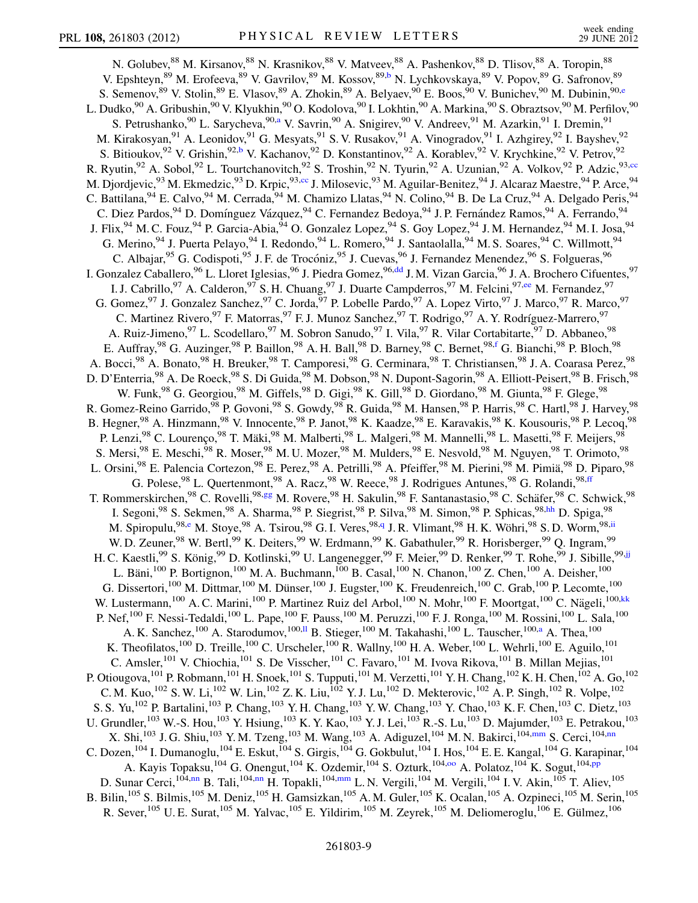N. Golubev,[88] M. Kirsanov,[88] N. Krasnikov,[88] V. Matveev,[88] A. Pashenkov,[88] D. Tlisov,[88] A. Toropin,[88] V. Epshteyn,[89] M. Erofeeva,[89] V. Gavrilov,[89] M. Kossov,[89,b] N. Lychkovskaya,[89] V. Popov,[89] G. Safronov,[89] S. Semenov,[89] V. Stolin,[89] E. Vlasov,[89] A. Zhokin,[89] A. Belyaev,[90] E. Boos,[90] V. Bunichev,[90] M. Dubinin,[90,e] L. Dudko,[90] A. Gribushin,[90] V. Klyukhin,[90] O. Kodolova,[90] I. Lokhtin,[90] A. Markina,[90] S. Obraztsov,[90] M. Perfilov,[90] S. Petrushanko,[90] L. Sarycheva,[90,a] V. Savrin,[90] A. Snigirev,[90] V. Andreev,[91] M. Azarkin,[91] I. Dremin,[91] M. Kirakosyan,[91] A. Leonidov,[91] G. Mesyats,[91] S. V. Rusakov,[91] A. Vinogradov,[91] I. Azhgirey,[92] I. Bayshev,[92] S. Bitioukov,[92] V. Grishin,[92,b] V. Kachanov,[92] D. Konstantinov,[92] A. Korablev,[92] V. Krychkine,[92] V. Petrov,[92] R. Ryutin,[92] A. Sobol,[92] L. Tourtchanovitch,[92] S. Troshin,[92] N. Tyurin,[92] A. Uzunian,[92] A. Volkov,[92] P. Adzic,[93,cc] M. Djordjevic,[93] M. Ekmedzic,[93] D. Krpic,[93,cc] J. Milosevic,[93] M. Aguilar-Benitez,[94] J. Alcaraz Maestre,[94] P. Arce,[94] C. Battilana,[94] E. Calvo,[94] M. Cerrada,[94] M. Chamizo Llatas,[94] N. Colino,[94] B. De La Cruz,[94] A. Delgado Peris,[94] C. Diez Pardos,[94] D. Domínguez Vázquez,[94] C. Fernandez Bedoya,[94] J. P. Fernández Ramos,[94] A. Ferrando,[94] J. Flix,[94] M. C. Fouz,[94] P. Garcia-Abia,[94] O. Gonzalez Lopez,[94] S. Goy Lopez,[94] J. M. Hernandez,[94] M. I. Josa,[94] G. Merino,[94] J. Puerta Pelayo,[94] I. Redondo,[94] L. Romero,[94] J. Santaolalla,[94] M. S. Soares,[94] C. Willmott,[94] C. Albajar,[95] G. Codispoti,[95] J. F. de Trocóniz,[95] J. Cuevas,[96] J. Fernandez Menendez,[96] S. Folgueras,[96] I. Gonzalez Caballero,[96] L. Lloret Iglesias,[96] J. Piedra Gomez,[96,dd] J. M. Vizan Garcia,[96] J. A. Brochero Cifuentes,[97] I. J. Cabrillo,[97] A. Calderon,[97] S. H. Chuang,[97] J. Duarte Campderros,[97] M. Felcini,[97,ee] M. Fernandez,[97] G. Gomez,[97] J. Gonzalez Sanchez,[97] C. Jorda,[97] P. Lobelle Pardo,[97] A. Lopez Virto,[97] J. Marco,[97] R. Marco,[97] C. Martinez Rivero,[97] F. Matorras,[97] F. J. Munoz Sanchez,[97] T. Rodrigo,[97] A. Y. Rodríguez-Marrero,[97] A. Ruiz-Jimeno,[97] L. Scodellaro,[97] M. Sobron Sanudo,[97] I. Vila,[97] R. Vilar Cortabitarte,[97] D. Abbaneo,[98] E. Auffray,[98] G. Auzinger,[98] P. Baillon,[98] A. H. Ball,[98] D. Barney,[98] C. Bernet,[98,f] G. Bianchi,[98] P. Bloch,[98] A. Bocci,[98] A. Bonato,[98] H. Breuker,[98] T. Camporesi,[98] G. Cerminara,[98] T. Christiansen,[98] J. A. Coarasa Perez,[98] D. D'Enterria,[98] A. De Roeck,[98] S. Di Guida,[98] M. Dobson,[98] N. Dupont-Sagorin,[98] A. Elliott-Peisert,[98] B. Frisch,[98] W. Funk,[98] G. Georgiou,[98] M. Giffels,[98] D. Gigi,[98] K. Gill,[98] D. Giordano,[98] M. Giunta,[98] F. Glege,[98] R. Gomez-Reino Garrido,[98] P. Govoni,[98] S. Gowdy,[98] R. Guida,[98] M. Hansen,[98] P. Harris,[98] C. Hartl,[98] J. Harvey,[98] B. Hegner,[98] A. Hinzmann,[98] V. Innocente,[98] P. Janot,[98] K. Kaadze,[98] E. Karavakis,[98] K. Kousouris,[98] P. Lecoq,[98] P. Lenzi,[98] C. Lourenço,[98] T. Mäki,[98] M. Malberti,[98] L. Malgeri,[98] M. Mannelli,[98] L. Masetti,[98] F. Meijers,[98] S. Mersi,[98] E. Meschi,[98] R. Moser,[98] M. U. Mozer,[98] M. Mulders,[98] E. Nesvold,[98] M. Nguyen,[98] T. Orimoto,[98] L. Orsini,[98] E. Palencia Cortezon,[98] E. Perez,[98] A. Petrilli,[98] A. Pfeiffer,[98] M. Pierini,[98] M. Pimiä,[98] D. Piparo,[98] G. Polese,[98] L. Quertenmont,[98] A. Racz,[98] W. Reece,[98] J. Rodrigues Antunes,[98] G. Rolandi,[98,ff] T. Rommerskirchen,[98] C. Rovelli,[98,gg] M. Rovere,[98] H. Sakulin,[98] F. Santanastasio,[98] C. Schäfer,[98] C. Schwick,[98] I. Segoni,[98] S. Sekmen,[98] A. Sharma,[98] P. Siegrist,[98] P. Silva,[98] M. Simon,[98] P. Sphicas,[98,hh] D. Spiga,[98] M. Spiropulu,[98,e] M. Stoye,[98] A. Tsirou,[98] G. I. Veres,[98,q] J. R. Vlimant,[98] H. K. Wöhri,[98] S. D. Worm,[98,ii] W. D. Zeuner,[98] W. Bertl,[99] K. Deiters,[99] W. Erdmann,[99] K. Gabathuler,[99] R. Horisberger,[99] Q. Ingram,[99] H. C. Kaestli,[99] S. König,[99] D. Kotlinski,[99] U. Langenegger,[99] F. Meier,[99] D. Renker,[99] T. Rohe,[99] J. Sibille,[99,jj] L. Bäni,[100] P. Bortignon,[100] M. A. Buchmann,[100] B. Casal,[100] N. Chanon,[100] Z. Chen,[100] A. Deisher,[100] G. Dissertori,[100] M. Dittmar,[100] M. Dünser,[100] J. Eugster,[100] K. Freudenreich,[100] C. Grab,[100] P. Lecomte,[100] W. Lustermann,[100] A. C. Marini,[100] P. Martinez Ruiz del Arbol,[100] N. Mohr,[100] F. Moortgat,[100] C. Nägeli,[100,kk] P. Nef,[100] F. Nessi-Tedaldi,[100] L. Pape,[100] F. Pauss,[100] M. Peruzzi,[100] F. J. Ronga,[100] M. Rossini,[100] L. Sala,[100] A. K. Sanchez,[100] A. Starodumov,[100,ll] B. Stieger,[100] M. Takahashi,[100] L. Tauscher,[100,a] A. Thea,[100] K. Theofilatos,[100] D. Treille,[100] C. Urscheler,[100] R. Wallny,[100] H. A. Weber,[100] L. Wehrli,[100] E. Aguilo,[101] C. Amsler,[101] V. Chiochia,[101] S. De Visscher,[101] C. Favaro,[101] M. Ivova Rikova,[101] B. Millan Mejias,[101] P. Otiougova,[101] P. Robmann,[101] H. Snoek,[101] S. Tupputi,[101] M. Verzetti,[101] Y. H. Chang,[102] K. H. Chen,[102] A. Go,[102] C. M. Kuo,[102] S. W. Li,[102] W. Lin,[102] Z. K. Liu,[102] Y. J. Lu,[102] D. Mekterovic,[102] A. P. Singh,[102] R. Volpe,[102] S. S. Yu,[102] P. Bartalini,[103] P. Chang,[103] Y. H. Chang,[103] Y. W. Chang,[103] Y. Chao,[103] K. F. Chen,[103] C. Dietz,[103] U. Grundler,[103] W.-S. Hou,[103] Y. Hsiung,[103] K. Y. Kao,[103] Y. J. Lei,[103] R.-S. Lu,[103] D. Majumder,[103] E. Petrakou,[103] X. Shi,[103] J. G. Shiu,[103] Y. M. Tzeng,[103] M. Wang,[103] A. Adiguzel,[104] M. N. Bakirci,[104,mm] S. Cerci,[104,nn] C. Dozen,[104] I. Dumanoglu,[104] E. Eskut,[104] S. Girgis,[104] G. Gokbulut,[104] I. Hos,[104] E. E. Kangal,[104] G. Karapinar,[104] A. Kayis Topaksu,[104] G. Onengut,[104] K. Ozdemir,[104] S. Ozturk,[104,oo] A. Polatoz,[104] K. Sogut,[104,pp] D. Sunar Cerci,[104,nn] B. Tali,[104,nn] H. Topakli,[104,mm] L. N. Vergili,[104] M. Vergili,[104] I. V. Akin,[105] T. Aliev,[105] B. Bilin,[105] S. Bilmis,[105] M. Deniz,[105] H. Gamsizkan,[105] A. M. Guler,[105] K. Ocalan,[105] A. Ozpineci,[105] M. Serin,[105] R. Sever,[105] U. E. Surat,[105] M. Yalvac,[105] E. Yildirim,[105] M. Zeyrek,[105] M. Deliomeroglu,[106] E. Gülmez,[106]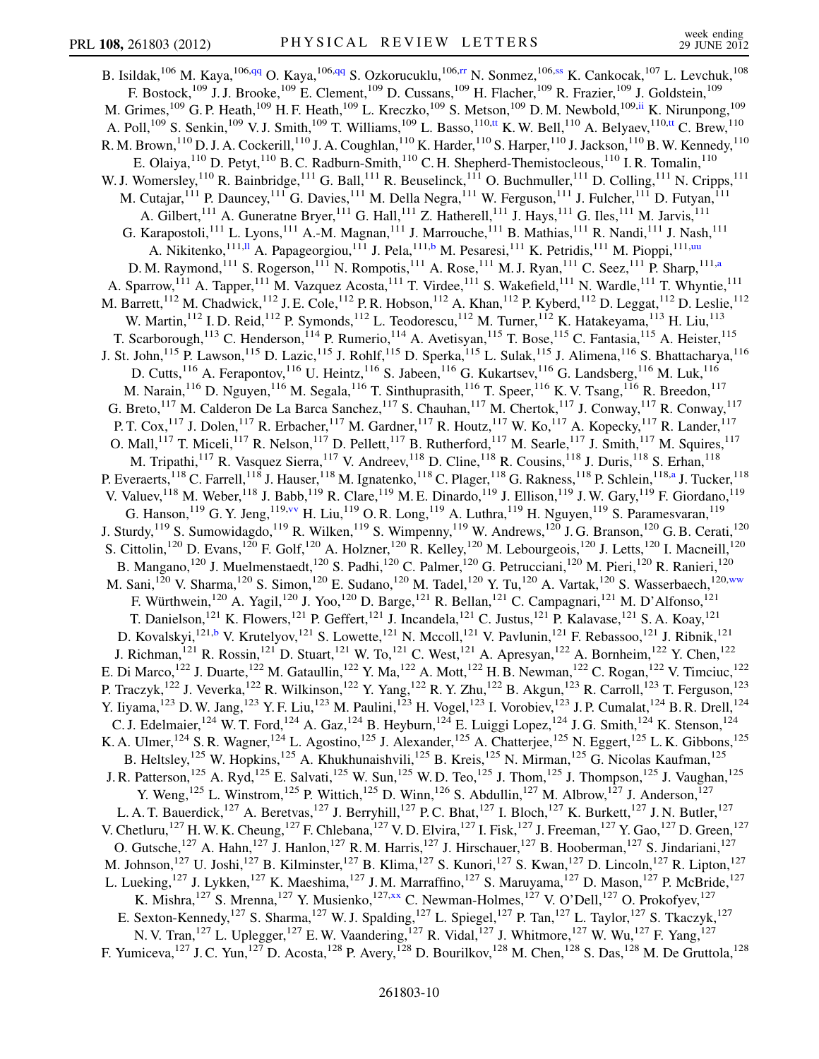B. Isildak,[106] M. Kaya,[106,qq] O. Kaya,[106,qq] S. Ozkorucuklu,[106,rr] N. Sonmez,[106,ss] K. Cankocak,[107] L. Levchuk,[108] F. Bostock,[109] J. J. Brooke,[109] E. Clement,[109] D. Cussans,[109] H. Flacher,[109] R. Frazier,[109] J. Goldstein,[109] M. Grimes,[109] G. P. Heath,[109] H. F. Heath,[109] L. Kreczko,[109] S. Metson,[109] D. M. Newbold,[109,ii] K. Nirunpong,[109] A. Poll,[109] S. Senkin,[109] V. J. Smith,[109] T. Williams,[109] L. Basso,[110,tt] K. W. Bell,[110] A. Belyaev,[110,tt] C. Brew,[110] R. M. Brown,[110] D. J. A. Cockerill,[110] J. A. Coughlan,[110] K. Harder,[110] S. Harper,[110] J. Jackson,[110] B. W. Kennedy,[110] E. Olaiya,[110] D. Petyt,[110] B. C. Radburn-Smith,[110] C. H. Shepherd-Themistocleous,[110] I. R. Tomalin,[110] W. J. Womersley,[110] R. Bainbridge,[111] G. Ball,[111] R. Beuselinck,[111] O. Buchmuller,[111] D. Colling,[111] N. Cripps,[111] M. Cutajar,[111] P. Dauncey,[111] G. Davies,[111] M. Della Negra,[111] W. Ferguson,[111] J. Fulcher,[111] D. Futyan,[111] A. Gilbert,[111] A. Guneratne Bryer,[111] G. Hall,[111] Z. Hatherell,[111] J. Hays,[111] G. Iles,[111] M. Jarvis,[111] G. Karapostoli,[111] L. Lyons,[111] A.-M. Magnan,[111] J. Marrouche,[111] B. Mathias,[111] R. Nandi,[111] J. Nash,[111] A. Nikitenko,[111,ll] A. Papageorgiou,[111] J. Pela,[111,b] M. Pesaresi,[111] K. Petridis,[111] M. Pioppi,[111,uu] D. M. Raymond,[111] S. Rogerson,[111] N. Rompotis,[111] A. Rose,[111] M. J. Ryan,[111] C. Seez,[111] P. Sharp,[111,a] A. Sparrow,[111] A. Tapper,[111] M. Vazquez Acosta,[111] T. Virdee,[111] S. Wakefield,[111] N. Wardle,[111] T. Whyntie,[111] M. Barrett,[112] M. Chadwick,[112] J. E. Cole,[112] P. R. Hobson,[112] A. Khan,[112] P. Kyberd,[112] D. Leggat,[112] D. Leslie,[112] W. Martin,[112] I. D. Reid,[112] P. Symonds,[112] L. Teodorescu,[112] M. Turner,[112] K. Hatakeyama,[113] H. Liu,[113] T. Scarborough,[113] C. Henderson,[114] P. Rumerio,[114] A. Avetisyan,[115] T. Bose,[115] C. Fantasia,[115] A. Heister,[115] J. St. John,[115] P. Lawson,[115] D. Lazic,[115] J. Rohlf,[115] D. Sperka,[115] L. Sulak,[115] J. Alimena,[116] S. Bhattacharya,[116] D. Cutts,[116] A. Ferapontov,[116] U. Heintz,[116] S. Jabeen,[116] G. Kukartsev,[116] G. Landsberg,[116] M. Luk,[116] M. Narain,[116] D. Nguyen,[116] M. Segala,[116] T. Sinthuprasith,[116] T. Speer,[116] K. V. Tsang,[116] R. Breedon,[117] G. Breto,[117] M. Calderon De La Barca Sanchez,[117] S. Chauhan,[117] M. Chertok,[117] J. Conway,[117] R. Conway,[117] P. T. Cox,[117] J. Dolen,[117] R. Erbacher,[117] M. Gardner,[117] R. Houtz,[117] W. Ko,[117] A. Kopecky,[117] R. Lander,[117] O. Mall,[117] T. Miceli,[117] R. Nelson,[117] D. Pellett,[117] B. Rutherford,[117] M. Searle,[117] J. Smith,[117] M. Squires,[117] M. Tripathi,[117] R. Vasquez Sierra,[117] V. Andreev,[118] D. Cline,[118] R. Cousins,[118] J. Duris,[118] S. Erhan,[118] P. Everaerts,[118] C. Farrell,[118] J. Hauser,[118] M. Ignatenko,[118] C. Plager,[118] G. Rakness,[118] P. Schlein,[118,a] J. Tucker,[118] V. Valuev,[118] M. Weber,[118] J. Babb,[119] R. Clare,[119] M. E. Dinardo,[119] J. Ellison,[119] J. W. Gary,[119] F. Giordano,[119] G. Hanson,[119] G. Y. Jeng,[119,vv] H. Liu,[119] O. R. Long,[119] A. Luthra,[119] H. Nguyen,[119] S. Paramesvaran,[119] J. Sturdy,[119] S. Sumowidagdo,[119] R. Wilken,[119] S. Wimpenny,[119] W. Andrews,[120] J. G. Branson,[120] G. B. Cerati,[120] S. Cittolin,[120] D. Evans,[120] F. Golf,[120] A. Holzner,[120] R. Kelley,[120] M. Lebourgeois,[120] J. Letts,[120] I. Macneill,[120] B. Mangano,[120] J. Muelmenstaedt,[120] S. Padhi,[120] C. Palmer,[120] G. Petrucciani,[120] M. Pieri,[120] R. Ranieri,[120] M. Sani,[120] V. Sharma,[120] S. Simon,[120] E. Sudano,[120] M. Tadel,[120] Y. Tu,[120] A. Vartak,[120] S. Wasserbaech,[120,ww] F. Würthwein,[120] A. Yagil,[120] J. Yoo,[120] D. Barge,[121] R. Bellan,[121] C. Campagnari,[121] M. D'Alfonso,[121] T. Danielson,[121] K. Flowers,[121] P. Geffert,[121] J. Incandela,[121] C. Justus,[121] P. Kalavase,[121] S. A. Koay,[121] D. Kovalskyi,[121,b] V. Krutelyov,[121] S. Lowette,[121] N. Mccoll,[121] V. Pavlunin,[121] F. Rebassoo,[121] J. Ribnik,[121] J. Richman,[121] R. Rossin,[121] D. Stuart,[121] W. To,[121] C. West,[121] A. Apresyan,[122] A. Bornheim,[122] Y. Chen,[122] E. Di Marco,[122] J. Duarte,[122] M. Gataullin,[122] Y. Ma,[122] A. Mott,[122] H. B. Newman,[122] C. Rogan,[122] V. Timciuc,[122] P. Traczyk,[122] J. Veverka,[122] R. Wilkinson,[122] Y. Yang,[122] R. Y. Zhu,[122] B. Akgun,[123] R. Carroll,[123] T. Ferguson,[123] Y. Iiyama,[123] D. W. Jang,[123] Y. F. Liu,[123] M. Paulini,[123] H. Vogel,[123] I. Vorobiev,[123] J. P. Cumalat,[124] B. R. Drell,[124] C. J. Edelmaier,[124] W. T. Ford,[124] A. Gaz,[124] B. Heyburn,[124] E. Luiggi Lopez,[124] J. G. Smith,[124] K. Stenson,[124] K. A. Ulmer,[124] S. R. Wagner,[124] L. Agostino,[125] J. Alexander,[125] A. Chatterjee,[125] N. Eggert,[125] L. K. Gibbons,[125] B. Heltsley,[125] W. Hopkins,[125] A. Khukhunaishvili,[125] B. Kreis,[125] N. Mirman,[125] G. Nicolas Kaufman,[125] J. R. Patterson,[125] A. Ryd,[125] E. Salvati,[125] W. Sun,[125] W. D. Teo,[125] J. Thom,[125] J. Thompson,[125] J. Vaughan,[125] Y. Weng,[125] L. Winstrom,[125] P. Wittich,[125] D. Winn,[126] S. Abdullin,[127] M. Albrow,[127] J. Anderson,[127] L. A. T. Bauerdick,[127] A. Beretvas,[127] J. Berryhill,[127] P. C. Bhat,[127] I. Bloch,[127] K. Burkett,[127] J. N. Butler,[127] V. Chetluru,[127] H. W. K. Cheung,[127] F. Chlebana,[127] V. D. Elvira,[127] I. Fisk,[127] J. Freeman,[127] Y. Gao,[127] D. Green,[127] O. Gutsche,[127] A. Hahn,[127] J. Hanlon,[127] R. M. Harris,[127] J. Hirschauer,[127] B. Hooberman,[127] S. Jindariani,[127] M. Johnson,[127] U. Joshi,[127] B. Kilminster,[127] B. Klima,[127] S. Kunori,[127] S. Kwan,[127] D. Lincoln,[127] R. Lipton,[127] L. Lueking,[127] J. Lykken,[127] K. Maeshima,[127] J. M. Marraffino,[127] S. Maruyama,[127] D. Mason,[127] P. McBride,[127] K. Mishra,[127] S. Mrenna,[127] Y. Musienko,[127,xx] C. Newman-Holmes,[127] V. O'Dell,[127] O. Prokofyev,[127] E. Sexton-Kennedy,[127] S. Sharma,[127] W. J. Spalding,[127] L. Spiegel,[127] P. Tan,[127] L. Taylor,[127] S. Tkaczyk,[127] N. V. Tran,[127] L. Uplegger,[127] E. W. Vaandering,[127] R. Vidal,[127] J. Whitmore,[127] W. Wu,[127] F. Yang,[127] F. Yumiceva,[127] J. C. Yun,[127] D. Acosta,[128] P. Avery,[128] D. Bourilkov,[128] M. Chen,[128] S. Das,[128] M. De Gruttola,[128]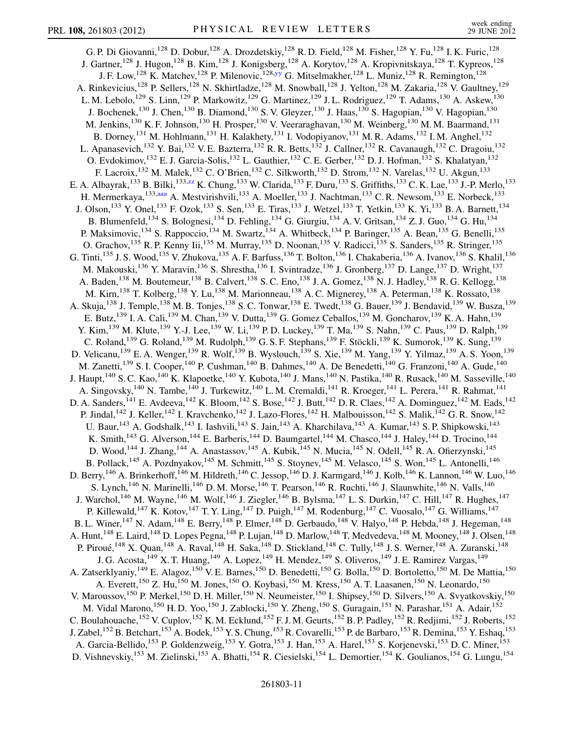G. P. Di Giovanni,[128] D. Dobur,[128] A. Drozdetskiy,[128] R. D. Field,[128] M. Fisher,[128] Y. Fu,[128] I. K. Furic,[128] J. Gartner,[128] J. Hugon,[128] B. Kim,[128] J. Konigsberg,[128] A. Korytov,[128] A. Kropivnitskaya,[128] T. Kypreos,[128] J. F. Low,[128] K. Matchev,[128] P. Milenovic,[128,yy] G. Mitselmakher,[128] L. Muniz,[128] R. Remington,[128] A. Rinkevicius,[128] P. Sellers,[128] N. Skhirtladze,[128] M. Snowball,[128] J. Yelton,[128] M. Zakaria,[128] V. Gaultney,[129] L. M. Lebolo,[129] S. Linn,[129] P. Markowitz,[129] G. Martinez,[129] J. L. Rodriguez,[129] T. Adams,[130] A. Askew,[130] J. Bochenek,[130] J. Chen,[130] B. Diamond,[130] S. V. Gleyzer,[130] J. Haas,[130] S. Hagopian,[130] V. Hagopian,[130] M. Jenkins,[130] K. F. Johnson,[130] H. Prosper,[130] V. Veeraraghavan,[130] M. Weinberg,[130] M. M. Baarmand,[131] B. Dorney,[131] M. Hohlmann,[131] H. Kalakhety,[131] I. Vodopiyanov,[131] M. R. Adams,[132] I. M. Anghel,[132] L. Apanasevich,[132] Y. Bai,[132] V. E. Bazterra,[132] R. R. Betts,[132] J. Callner,[132] R. Cavanaugh,[132] C. Dragoiu,[132] O. Evdokimov,[132] E. J. Garcia-Solis,[132] L. Gauthier,[132] C. E. Gerber,[132] D. J. Hofman,[132] S. Khalatyan,[132] F. Lacroix,[132] M. Malek,[132] C. O'Brien,[132] C. Silkworth,[132] D. Strom,[132] N. Varelas,[132] U. Akgun,[133] E. A. Albayrak,[133] B. Bilki,[133,zz] K. Chung,[133] W. Clarida,[133] F. Duru,[133] S. Griffiths,[133] C. K. Lae,[133] J.-P. Merlo,[133] H. Mermerkaya,[133,aaa] A. Mestvirishvili,[133] A. Moeller,[133] J. Nachtman,[133] C. R. Newsom,[133] E. Norbeck,[133] J. Olson,[133] Y. Onel,[133] F. Ozok,[133] S. Sen,[133] E. Tiras,[133] J. Wetzel,[133] T. Yetkin,[133] K. Yi,[133] B. A. Barnett,[134] B. Blumenfeld,[134] S. Bolognesi,[134] D. Fehling,[134] G. Giurgiu,[134] A. V. Gritsan,[134] Z. J. Guo,[134] G. Hu,[134] P. Maksimovic,[134] S. Rappoccio,[134] M. Swartz,[134] A. Whitbeck,[134] P. Baringer,[135] A. Bean,[135] G. Benelli,[135] O. Grachov,[135] R. P. Kenny Iii,[135] M. Murray,[135] D. Noonan,[135] V. Radicci,[135] S. Sanders,[135] R. Stringer,[135] G. Tinti,[135] J. S. Wood,[135] V. Zhukova,[135] A. F. Barfuss,[136] T. Bolton,[136] I. Chakaberia,[136] A. Ivanov,[136] S. Khalil,[136] M. Makouski,[136] Y. Maravin,[136] S. Shrestha,[136] I. Svintradze,[136] J. Gronberg,[137] D. Lange,[137] D. Wright,[137] A. Baden,[138] M. Boutemeur,[138] B. Calvert,[138] S. C. Eno,[138] J. A. Gomez,[138] N. J. Hadley,[138] R. G. Kellogg,[138] M. Kirn,[138] T. Kolberg,[138] Y. Lu,[138] M. Marionneau,[138] A. C. Mignerey,[138] A. Peterman,[138] K. Rossato,[138] A. Skuja,[138] J. Temple,[138] M. B. Tonjes,[138] S. C. Tonwar,[138] E. Twedt,[138] G. Bauer,[139] J. Bendavid,[139] W. Busza,[139] E. Butz,[139] I. A. Cali,[139] M. Chan,[139] V. Dutta,[139] G. Gomez Ceballos,[139] M. Goncharov,[139] K. A. Hahn,[139] Y. Kim,[139] M. Klute,[139] Y.-J. Lee,[139] W. Li,[139] P. D. Luckey,[139] T. Ma,[139] S. Nahn,[139] C. Paus,[139] D. Ralph,[139] C. Roland,[139] G. Roland,[139] M. Rudolph,[139] G. S. F. Stephans,[139] F. Stöckli,[139] K. Sumorok,[139] K. Sung,[139] D. Velicanu,[139] E. A. Wenger,[139] R. Wolf,[139] B. Wyslouch,[139] S. Xie,[139] M. Yang,[139] Y. Yilmaz,[139] A. S. Yoon,[139] M. Zanetti,[139] S. I. Cooper,[140] P. Cushman,[140] B. Dahmes,[140] A. De Benedetti,[140] G. Franzoni,[140] A. Gude,[140] J. Haupt,[140] S. C. Kao,[140] K. Klapoetke,[140] Y. Kubota,[140] J. Mans,[140] N. Pastika,[140] R. Rusack,[140] M. Sasseville,[140] A. Singovsky,[140] N. Tambe,[140] J. Turkewitz,[140] L. M. Cremaldi,[141] R. Kroeger,[141] L. Perera,[141] R. Rahmat,[141] D. A. Sanders,[141] E. Avdeeva,[142] K. Bloom,[142] S. Bose,[142] J. Butt,[142] D. R. Claes,[142] A. Dominguez,[142] M. Eads,[142] P. Jindal,[142] J. Keller,[142] I. Kravchenko,[142] J. Lazo-Flores,[142] H. Malbouisson,[142] S. Malik,[142] G. R. Snow,[142] U. Baur,[143] A. Godshalk,[143] I. Iashvili,[143] S. Jain,[143] A. Kharchilava,[143] A. Kumar,[143] S. P. Shipkowski,[143] K. Smith,[143] G. Alverson,[144] E. Barberis,[144] D. Baumgartel,[144] M. Chasco,[144] J. Haley,[144] D. Trocino,[144] D. Wood,[144] J. Zhang,[144] A. Anastassov,[145] A. Kubik,[145] N. Mucia,[145] N. Odell,[145] R. A. Ofierzynski,[145] B. Pollack,[145] A. Pozdnyakov,[145] M. Schmitt,[145] S. Stoynev,[145] M. Velasco,[145] S. Won,[145] L. Antonelli,[146] D. Berry,[146] A. Brinkerhoff,[146] M. Hildreth,[146] C. Jessop,[146] D. J. Karmgard,[146] J. Kolb,[146] K. Lannon,[146] W. Luo,[146] S. Lynch,[146] N. Marinelli,[146] D. M. Morse,[146] T. Pearson,[146] R. Ruchti,[146] J. Slaunwhite,[146] N. Valls,[146] J. Warchol,[146] M. Wayne,[146] M. Wolf,[146] J. Ziegler,[146] B. Bylsma,[147] L. S. Durkin,[147] C. Hill,[147] R. Hughes,[147] P. Killewald,[147] K. Kotov,[147] T. Y. Ling,[147] D. Puigh,[147] M. Rodenburg,[147] C. Vuosalo,[147] G. Williams,[147] B. L. Winer,[147] N. Adam,[148] E. Berry,[148] P. Elmer,[148] D. Gerbaudo,[148] V. Halyo,[148] P. Hebda,[148] J. Hegeman,[148] A. Hunt,[148] E. Laird,[148] D. Lopes Pegna,[148] P. Lujan,[148] D. Marlow,[148] T. Medvedeva,[148] M. Mooney,[148] J. Olsen,[148] P. Piroué,[148] X. Quan,[148] A. Raval,[148] H. Saka,[148] D. Stickland,[148] C. Tully,[148] J. S. Werner,[148] A. Zuranski,[148] J. G. Acosta,[149] X. T. Huang,[149] A. Lopez,[149] H. Mendez,[149] S. Oliveros,[149] J. E. Ramirez Vargas,[149] A. Zatserklyaniy,[149] E. Alagoz,[150] V. E. Barnes,[150] D. Benedetti,[150] G. Bolla,[150] D. Bortoletto,[150] M. De Mattia,[150] A. Everett,[150] Z. Hu,[150] M. Jones,[150] O. Koybasi,[150] M. Kress,[150] A. T. Laasanen,[150] N. Leonardo,[150] V. Maroussov,[150] P. Merkel,[150] D. H. Miller,[150] N. Neumeister,[150] I. Shipsey,[150] D. Silvers,[150] A. Svyatkovskiy,[150] M. Vidal Marono,[150] H. D. Yoo,[150] J. Zablocki,[150] Y. Zheng,[150] S. Guragain,[151] N. Parashar,[151] A. Adair,[152] C. Boulahouache,[152] V. Cuplov,[152] K. M. Ecklund,[152] F. J. M. Geurts,[152] B. P. Padley,[152] R. Redjimi,[152] J. Roberts,[152] J. Zabel,[152] B. Betchart,[153] A. Bodek,[153] Y. S. Chung,[153] R. Covarelli,[153] P. de Barbaro,[153] R. Demina,[153] Y. Eshaq,[153] A. Garcia-Bellido,[153] P. Goldenzweig,[153] Y. Gotra,[153] J. Han,[153] A. Harel,[153] S. Korjenevski,[153] D. C. Miner,[153] D. Vishnevskiy,[153] M. Zielinski,[153] A. Bhatti,[154] R. Ciesielski,[154] L. Demortier,[154] K. Goulianos,[154] G. Lungu,[154]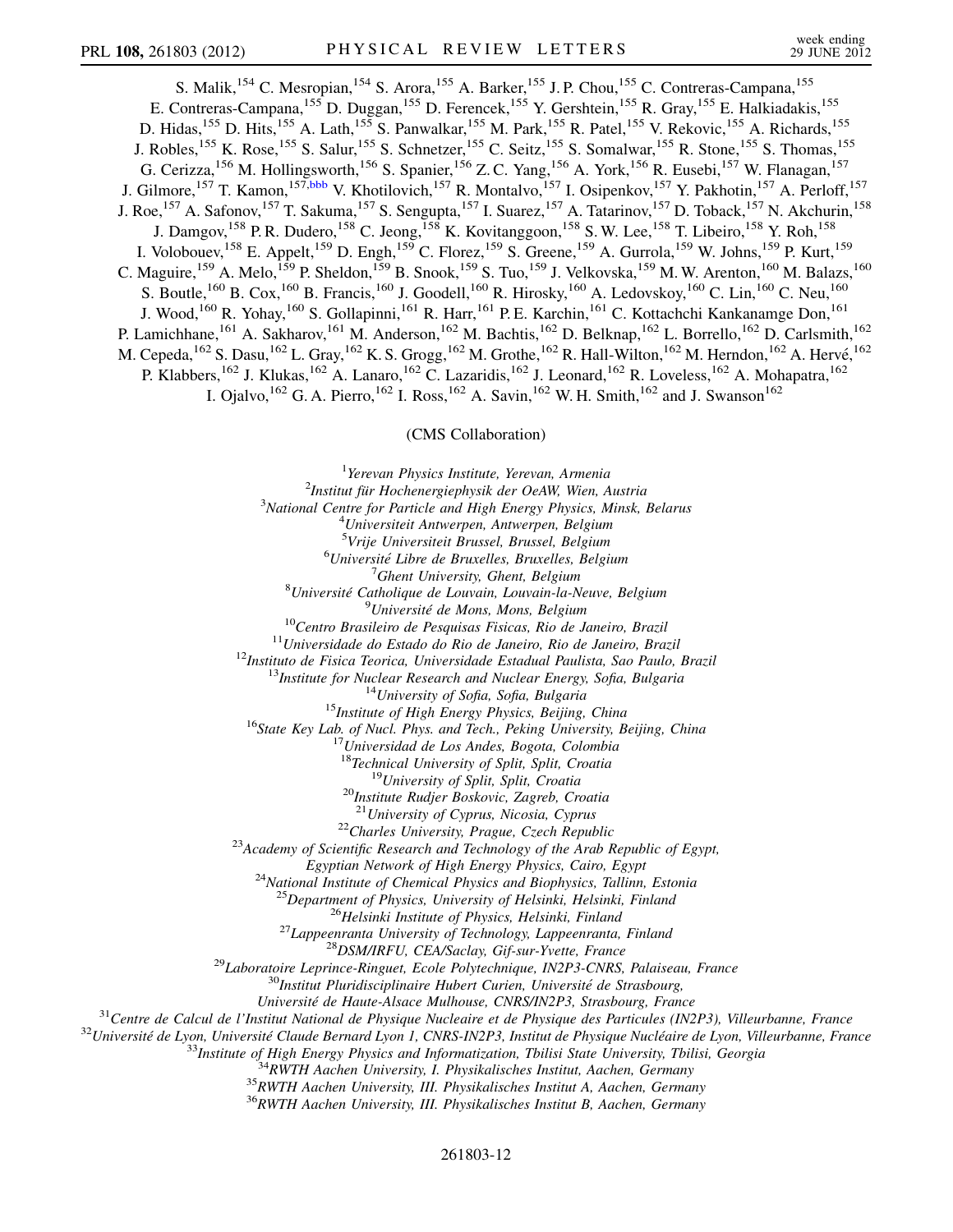S. Malik,[154] C. Mesropian,[154] S. Arora,[155] A. Barker,[155] J. P. Chou,[155] C. Contreras-Campana,[155] E. Contreras-Campana,[155] D. Duggan,[155] D. Ferencek,[155] Y. Gershtein,[155] R. Gray,[155] E. Halkiadakis,[155] D. Hidas,[155] D. Hits,[155] A. Lath,[155] S. Panwalkar,[155] M. Park,[155] R. Patel,[155] V. Rekovic,[155] A. Richards,[155] J. Robles,[155] K. Rose,[155] S. Salur,[155] S. Schnetzer,[155] C. Seitz,[155] S. Somalwar,[155] R. Stone,[155] S. Thomas,[155] G. Cerizza,[156] M. Hollingsworth,[156] S. Spanier,[156] Z. C. Yang,[156] A. York,[156] R. Eusebi,[157] W. Flanagan,[157] J. Gilmore,[157] T. Kamon,[157,bbb] V. Khotilovich,[157] R. Montalvo,[157] I. Osipenkov,[157] Y. Pakhotin,[157] A. Perloff,[157] J. Roe,[157] A. Safonov,[157] T. Sakuma,[157] S. Sengupta,[157] I. Suarez,[157] A. Tatarinov,[157] D. Toback,[157] N. Akchurin,[158] J. Damgov,[158] P. R. Dudero,[158] C. Jeong,[158] K. Kovitanggoon,[158] S. W. Lee,[158] T. Libeiro,[158] Y. Roh,[158] I. Volobouev,[158] E. Appelt,[159] D. Engh,[159] C. Florez,[159] S. Greene,[159] A. Gurrola,[159] W. Johns,[159] P. Kurt,[159] C. Maguire,[159] A. Melo,[159] P. Sheldon,[159] B. Snook,[159] S. Tuo,[159] J. Velkovska,[159] M. W. Arenton,[160] M. Balazs,[160] S. Boutle,[160] B. Cox,[160] B. Francis,[160] J. Goodell,[160] R. Hirosky,[160] A. Ledovskoy,[160] C. Lin,[160] C. Neu,[160] J. Wood,[160] R. Yohay,[160] S. Gollapinni,[161] R. Harr,[161] P. E. Karchin,[161] C. Kottachchi Kankanamge Don,[161] P. Lamichhane,[161] A. Sakharov,[161] M. Anderson,[162] M. Bachtis,[162] D. Belknap,[162] L. Borrello,[162] D. Carlsmith,[162] M. Cepeda,[162] S. Dasu,[162] L. Gray,[162] K. S. Grogg,[162] M. Grothe,[162] R. Hall-Wilton,[162] M. Herndon,[162] A. Hervé,[162] P. Klabbers,[162] J. Klukas,[162] A. Lanaro,[162] C. Lazaridis,[162] J. Leonard,[162] R. Loveless,[162] A. Mohapatra,[162] I. Ojalvo,[162] G. A. Pierro,[162] I. Ross,[162] A. Savin,[162] W. H. Smith,[162] and J. Swanson[162]

(CMS Collaboration)

[1] *Yerevan Physics Institute, Yerevan, Armenia*
[2] *Institut für Hochenergiephysik der OeAW, Wien, Austria*
[3] *National Centre for Particle and High Energy Physics, Minsk, Belarus*
[4] *Universiteit Antwerpen, Antwerpen, Belgium*
[5] *Vrije Universiteit Brussel, Brussel, Belgium*
[6] *Université Libre de Bruxelles, Bruxelles, Belgium*
[7] *Ghent University, Ghent, Belgium*
[8] *Université Catholique de Louvain, Louvain-la-Neuve, Belgium*
[9] *Université de Mons, Mons, Belgium*
[10] *Centro Brasileiro de Pesquisas Fisicas, Rio de Janeiro, Brazil*
[11] *Universidade do Estado do Rio de Janeiro, Rio de Janeiro, Brazil*
[12] *Instituto de Fisica Teorica, Universidade Estadual Paulista, Sao Paulo, Brazil*
[13] *Institute for Nuclear Research and Nuclear Energy, Sofia, Bulgaria*
[14] *University of Sofia, Sofia, Bulgaria*
[15] *Institute of High Energy Physics, Beijing, China*
[16] *State Key Lab. of Nucl. Phys. and Tech., Peking University, Beijing, China*
[17] *Universidad de Los Andes, Bogota, Colombia*
[18] *Technical University of Split, Split, Croatia*
[19] *University of Split, Split, Croatia*
[20] *Institute Rudjer Boskovic, Zagreb, Croatia*
[21] *University of Cyprus, Nicosia, Cyprus*
[22] *Charles University, Prague, Czech Republic*
[23] *Academy of Scientific Research and Technology of the Arab Republic of Egypt, Egyptian Network of High Energy Physics, Cairo, Egypt*
[24] *National Institute of Chemical Physics and Biophysics, Tallinn, Estonia*
[25] *Department of Physics, University of Helsinki, Helsinki, Finland*
[26] *Helsinki Institute of Physics, Helsinki, Finland*
[27] *Lappeenranta University of Technology, Lappeenranta, Finland*
[28] *DSM/IRFU, CEA/Saclay, Gif-sur-Yvette, France*
[29] *Laboratoire Leprince-Ringuet, Ecole Polytechnique, IN2P3-CNRS, Palaiseau, France*
[30] *Institut Pluridisciplinaire Hubert Curien, Université de Strasbourg, Université de Haute-Alsace Mulhouse, CNRS/IN2P3, Strasbourg, France*
[31] *Centre de Calcul de l'Institut National de Physique Nucleaire et de Physique des Particules (IN2P3), Villeurbanne, France*
[32] *Université de Lyon, Université Claude Bernard Lyon 1, CNRS-IN2P3, Institut de Physique Nucléaire de Lyon, Villeurbanne, France*
[33] *Institute of High Energy Physics and Informatization, Tbilisi State University, Tbilisi, Georgia*
[34] *RWTH Aachen University, I. Physikalisches Institut, Aachen, Germany*
[35] *RWTH Aachen University, III. Physikalisches Institut A, Aachen, Germany*
[36] *RWTH Aachen University, III. Physikalisches Institut B, Aachen, Germany*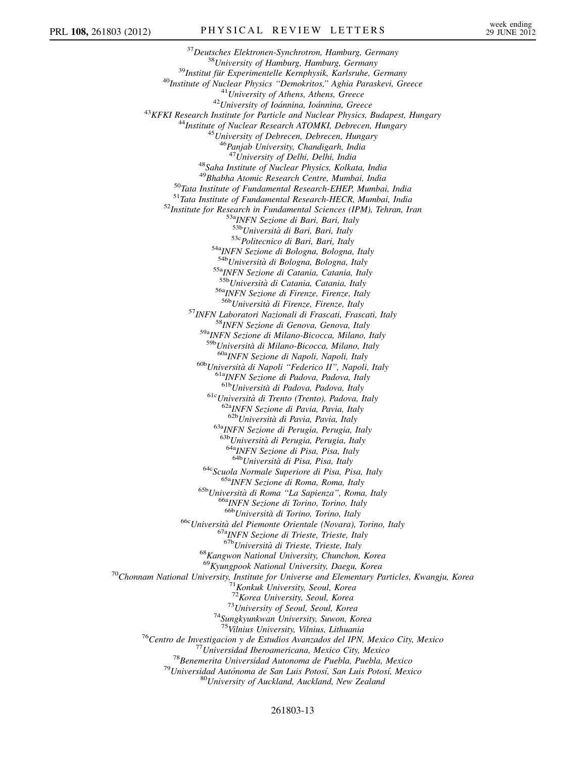[37]*Deutsches Elektronen-Synchrotron, Hamburg, Germany*
[38]*University of Hamburg, Hamburg, Germany*
[39]*Institut für Experimentelle Kernphysik, Karlsruhe, Germany*
[40]*Institute of Nuclear Physics "Demokritos," Aghia Paraskevi, Greece*
[41]*University of Athens, Athens, Greece*
[42]*University of Ioánnina, Ioánnina, Greece*
[43]*KFKI Research Institute for Particle and Nuclear Physics, Budapest, Hungary*
[44]*Institute of Nuclear Research ATOMKI, Debrecen, Hungary*
[45]*University of Debrecen, Debrecen, Hungary*
[46]*Panjab University, Chandigarh, India*
[47]*University of Delhi, Delhi, India*
[48]*Saha Institute of Nuclear Physics, Kolkata, India*
[49]*Bhabha Atomic Research Centre, Mumbai, India*
[50]*Tata Institute of Fundamental Research-EHEP, Mumbai, India*
[51]*Tata Institute of Fundamental Research-HECR, Mumbai, India*
[52]*Institute for Research in Fundamental Sciences (IPM), Tehran, Iran*
[53a]*INFN Sezione di Bari, Bari, Italy*
[53b]*Università di Bari, Bari, Italy*
[53c]*Politecnico di Bari, Bari, Italy*
[54a]*INFN Sezione di Bologna, Bologna, Italy*
[54b]*Università di Bologna, Bologna, Italy*
[55a]*INFN Sezione di Catania, Catania, Italy*
[55b]*Università di Catania, Catania, Italy*
[56a]*INFN Sezione di Firenze, Firenze, Italy*
[56b]*Università di Firenze, Firenze, Italy*
[57]*INFN Laboratori Nazionali di Frascati, Frascati, Italy*
[58]*INFN Sezione di Genova, Genova, Italy*
[59a]*INFN Sezione di Milano-Bicocca, Milano, Italy*
[59b]*Università di Milano-Bicocca, Milano, Italy*
[60a]*INFN Sezione di Napoli, Napoli, Italy*
[60b]*Università di Napoli "Federico II", Napoli, Italy*
[61a]*INFN Sezione di Padova, Padova, Italy*
[61b]*Università di Padova, Padova, Italy*
[61c]*Università di Trento (Trento), Padova, Italy*
[62a]*INFN Sezione di Pavia, Pavia, Italy*
[62b]*Università di Pavia, Pavia, Italy*
[63a]*INFN Sezione di Perugia, Perugia, Italy*
[63b]*Università di Perugia, Perugia, Italy*
[64a]*INFN Sezione di Pisa, Pisa, Italy*
[64b]*Università di Pisa, Pisa, Italy*
[64c]*Scuola Normale Superiore di Pisa, Pisa, Italy*
[65a]*INFN Sezione di Roma, Roma, Italy*
[65b]*Università di Roma "La Sapienza", Roma, Italy*
[66a]*INFN Sezione di Torino, Torino, Italy*
[66b]*Università di Torino, Torino, Italy*
[66c]*Università del Piemonte Orientale (Novara), Torino, Italy*
[67a]*INFN Sezione di Trieste, Trieste, Italy*
[67b]*Università di Trieste, Trieste, Italy*
[68]*Kangwon National University, Chunchon, Korea*
[69]*Kyungpook National University, Daegu, Korea*
[70]*Chonnam National University, Institute for Universe and Elementary Particles, Kwangju, Korea*
[71]*Konkuk University, Seoul, Korea*
[72]*Korea University, Seoul, Korea*
[73]*University of Seoul, Seoul, Korea*
[74]*Sungkyunkwan University, Suwon, Korea*
[75]*Vilnius University, Vilnius, Lithuania*
[76]*Centro de Investigacion y de Estudios Avanzados del IPN, Mexico City, Mexico*
[77]*Universidad Iberoamericana, Mexico City, Mexico*
[78]*Benemerita Universidad Autonoma de Puebla, Puebla, Mexico*
[79]*Universidad Autónoma de San Luis Potosí, San Luis Potosí, Mexico*
[80]*University of Auckland, Auckland, New Zealand*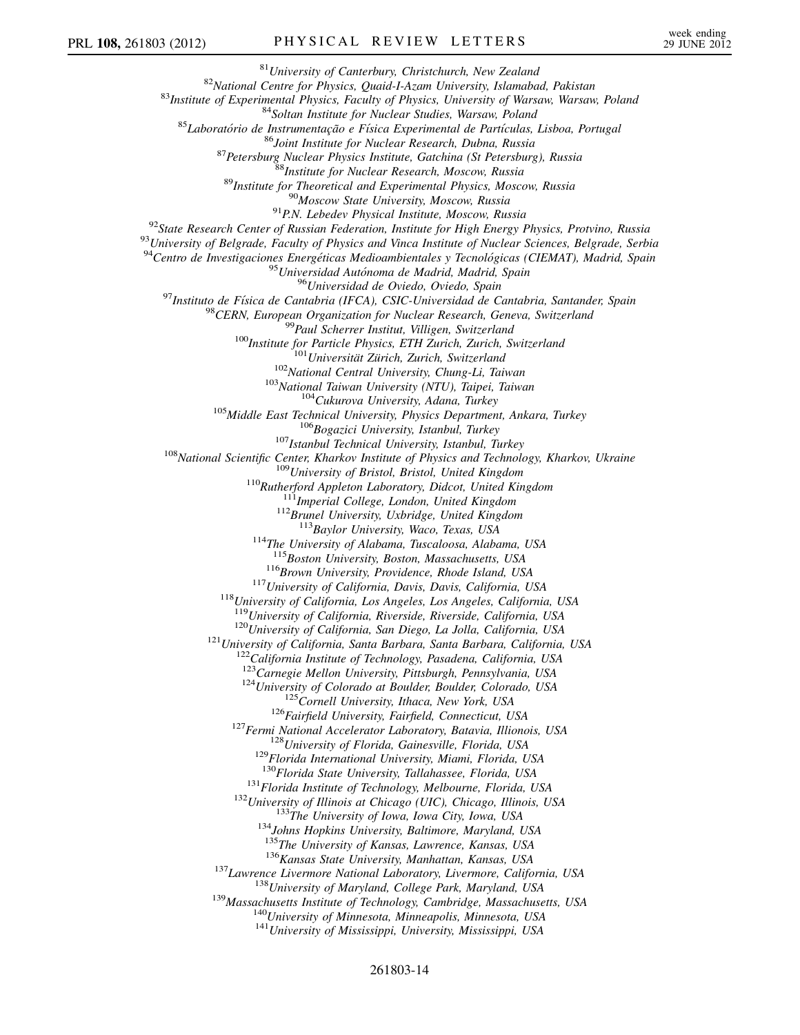[81]*University of Canterbury, Christchurch, New Zealand*
[82]*National Centre for Physics, Quaid-I-Azam University, Islamabad, Pakistan*
[83]*Institute of Experimental Physics, Faculty of Physics, University of Warsaw, Warsaw, Poland*
[84]*Soltan Institute for Nuclear Studies, Warsaw, Poland*
[85]*Laboratório de Instrumentação e Física Experimental de Partículas, Lisboa, Portugal*
[86]*Joint Institute for Nuclear Research, Dubna, Russia*
[87]*Petersburg Nuclear Physics Institute, Gatchina (St Petersburg), Russia*
[88]*Institute for Nuclear Research, Moscow, Russia*
[89]*Institute for Theoretical and Experimental Physics, Moscow, Russia*
[90]*Moscow State University, Moscow, Russia*
[91]*P.N. Lebedev Physical Institute, Moscow, Russia*
[92]*State Research Center of Russian Federation, Institute for High Energy Physics, Protvino, Russia*
[93]*University of Belgrade, Faculty of Physics and Vinca Institute of Nuclear Sciences, Belgrade, Serbia*
[94]*Centro de Investigaciones Energéticas Medioambientales y Tecnológicas (CIEMAT), Madrid, Spain*
[95]*Universidad Autónoma de Madrid, Madrid, Spain*
[96]*Universidad de Oviedo, Oviedo, Spain*
[97]*Instituto de Física de Cantabria (IFCA), CSIC-Universidad de Cantabria, Santander, Spain*
[98]*CERN, European Organization for Nuclear Research, Geneva, Switzerland*
[99]*Paul Scherrer Institut, Villigen, Switzerland*
[100]*Institute for Particle Physics, ETH Zurich, Zurich, Switzerland*
[101]*Universität Zürich, Zurich, Switzerland*
[102]*National Central University, Chung-Li, Taiwan*
[103]*National Taiwan University (NTU), Taipei, Taiwan*
[104]*Cukurova University, Adana, Turkey*
[105]*Middle East Technical University, Physics Department, Ankara, Turkey*
[106]*Bogazici University, Istanbul, Turkey*
[107]*Istanbul Technical University, Istanbul, Turkey*
[108]*National Scientific Center, Kharkov Institute of Physics and Technology, Kharkov, Ukraine*
[109]*University of Bristol, Bristol, United Kingdom*
[110]*Rutherford Appleton Laboratory, Didcot, United Kingdom*
[111]*Imperial College, London, United Kingdom*
[112]*Brunel University, Uxbridge, United Kingdom*
[113]*Baylor University, Waco, Texas, USA*
[114]*The University of Alabama, Tuscaloosa, Alabama, USA*
[115]*Boston University, Boston, Massachusetts, USA*
[116]*Brown University, Providence, Rhode Island, USA*
[117]*University of California, Davis, Davis, California, USA*
[118]*University of California, Los Angeles, Los Angeles, California, USA*
[119]*University of California, Riverside, Riverside, California, USA*
[120]*University of California, San Diego, La Jolla, California, USA*
[121]*University of California, Santa Barbara, Santa Barbara, California, USA*
[122]*California Institute of Technology, Pasadena, California, USA*
[123]*Carnegie Mellon University, Pittsburgh, Pennsylvania, USA*
[124]*University of Colorado at Boulder, Boulder, Colorado, USA*
[125]*Cornell University, Ithaca, New York, USA*
[126]*Fairfield University, Fairfield, Connecticut, USA*
[127]*Fermi National Accelerator Laboratory, Batavia, Illionois, USA*
[128]*University of Florida, Gainesville, Florida, USA*
[129]*Florida International University, Miami, Florida, USA*
[130]*Florida State University, Tallahassee, Florida, USA*
[131]*Florida Institute of Technology, Melbourne, Florida, USA*
[132]*University of Illinois at Chicago (UIC), Chicago, Illinois, USA*
[133]*The University of Iowa, Iowa City, Iowa, USA*
[134]*Johns Hopkins University, Baltimore, Maryland, USA*
[135]*The University of Kansas, Lawrence, Kansas, USA*
[136]*Kansas State University, Manhattan, Kansas, USA*
[137]*Lawrence Livermore National Laboratory, Livermore, California, USA*
[138]*University of Maryland, College Park, Maryland, USA*
[139]*Massachusetts Institute of Technology, Cambridge, Massachusetts, USA*
[140]*University of Minnesota, Minneapolis, Minnesota, USA*
[141]*University of Mississippi, University, Mississippi, USA*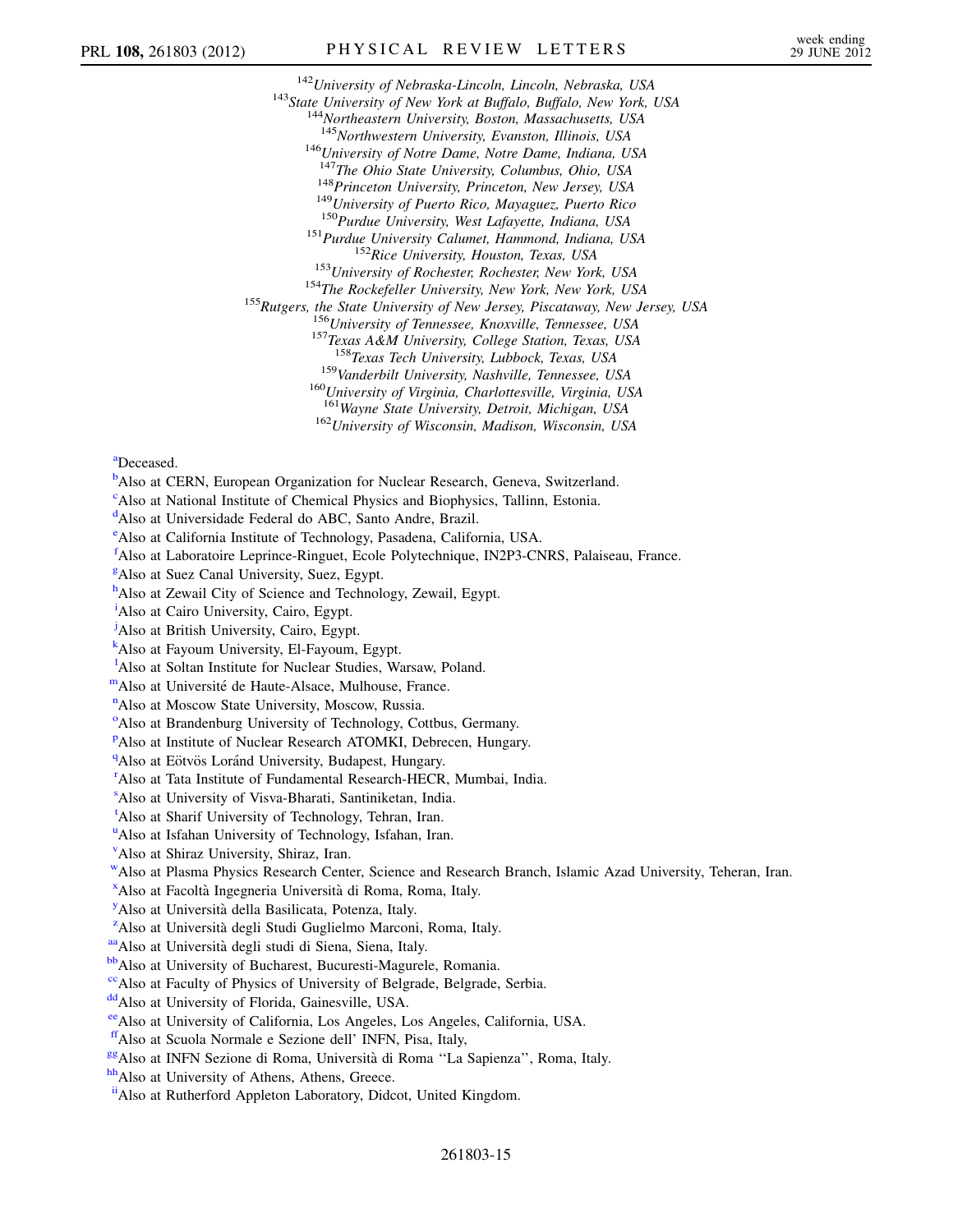[142]University of Nebraska-Lincoln, Lincoln, Nebraska, USA
[143]State University of New York at Buffalo, Buffalo, New York, USA
[144]Northeastern University, Boston, Massachusetts, USA
[145]Northwestern University, Evanston, Illinois, USA
[146]University of Notre Dame, Notre Dame, Indiana, USA
[147]The Ohio State University, Columbus, Ohio, USA
[148]Princeton University, Princeton, New Jersey, USA
[149]University of Puerto Rico, Mayaguez, Puerto Rico
[150]Purdue University, West Lafayette, Indiana, USA
[151]Purdue University Calumet, Hammond, Indiana, USA
[152]Rice University, Houston, Texas, USA
[153]University of Rochester, Rochester, New York, USA
[154]The Rockefeller University, New York, New York, USA
[155]Rutgers, the State University of New Jersey, Piscataway, New Jersey, USA
[156]University of Tennessee, Knoxville, Tennessee, USA
[157]Texas A&M University, College Station, Texas, USA
[158]Texas Tech University, Lubbock, Texas, USA
[159]Vanderbilt University, Nashville, Tennessee, USA
[160]University of Virginia, Charlottesville, Virginia, USA
[161]Wayne State University, Detroit, Michigan, USA
[162]University of Wisconsin, Madison, Wisconsin, USA

[a]Deceased.
[b]Also at CERN, European Organization for Nuclear Research, Geneva, Switzerland.
[c]Also at National Institute of Chemical Physics and Biophysics, Tallinn, Estonia.
[d]Also at Universidade Federal do ABC, Santo Andre, Brazil.
[e]Also at California Institute of Technology, Pasadena, California, USA.
[f]Also at Laboratoire Leprince-Ringuet, Ecole Polytechnique, IN2P3-CNRS, Palaiseau, France.
[g]Also at Suez Canal University, Suez, Egypt.
[h]Also at Zewail City of Science and Technology, Zewail, Egypt.
[i]Also at Cairo University, Cairo, Egypt.
[j]Also at British University, Cairo, Egypt.
[k]Also at Fayoum University, El-Fayoum, Egypt.
[l]Also at Soltan Institute for Nuclear Studies, Warsaw, Poland.
[m]Also at Université de Haute-Alsace, Mulhouse, France.
[n]Also at Moscow State University, Moscow, Russia.
[o]Also at Brandenburg University of Technology, Cottbus, Germany.
[p]Also at Institute of Nuclear Research ATOMKI, Debrecen, Hungary.
[q]Also at Eötvös Loránd University, Budapest, Hungary.
[r]Also at Tata Institute of Fundamental Research-HECR, Mumbai, India.
[s]Also at University of Visva-Bharati, Santiniketan, India.
[t]Also at Sharif University of Technology, Tehran, Iran.
[u]Also at Isfahan University of Technology, Isfahan, Iran.
[v]Also at Shiraz University, Shiraz, Iran.
[w]Also at Plasma Physics Research Center, Science and Research Branch, Islamic Azad University, Teheran, Iran.
[x]Also at Facoltà Ingegneria Università di Roma, Roma, Italy.
[y]Also at Università della Basilicata, Potenza, Italy.
[z]Also at Università degli Studi Guglielmo Marconi, Roma, Italy.
[aa]Also at Università degli studi di Siena, Siena, Italy.
[bb]Also at University of Bucharest, Bucuresti-Magurele, Romania.
[cc]Also at Faculty of Physics of University of Belgrade, Belgrade, Serbia.
[dd]Also at University of Florida, Gainesville, USA.
[ee]Also at University of California, Los Angeles, Los Angeles, California, USA.
[ff]Also at Scuola Normale e Sezione dell' INFN, Pisa, Italy,
[gg]Also at INFN Sezione di Roma, Università di Roma ''La Sapienza'', Roma, Italy.
[hh]Also at University of Athens, Athens, Greece.
[ii]Also at Rutherford Appleton Laboratory, Didcot, United Kingdom.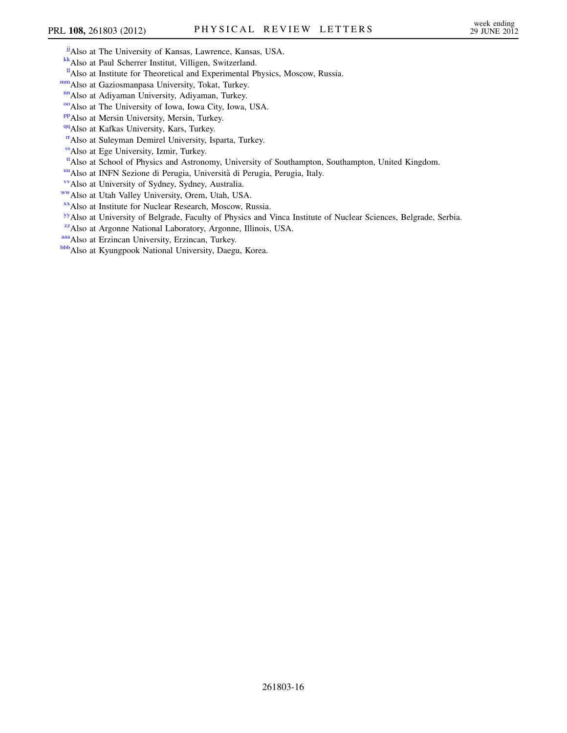[jj]Also at The University of Kansas, Lawrence, Kansas, USA.
[kk]Also at Paul Scherrer Institut, Villigen, Switzerland.
[ll]Also at Institute for Theoretical and Experimental Physics, Moscow, Russia.
[mm]Also at Gaziosmanpasa University, Tokat, Turkey.
[nn]Also at Adiyaman University, Adiyaman, Turkey.
[oo]Also at The University of Iowa, Iowa City, Iowa, USA.
[pp]Also at Mersin University, Mersin, Turkey.
[qq]Also at Kafkas University, Kars, Turkey.
[rr]Also at Suleyman Demirel University, Isparta, Turkey.
[ss]Also at Ege University, Izmir, Turkey.
[tt]Also at School of Physics and Astronomy, University of Southampton, Southampton, United Kingdom.
[uu]Also at INFN Sezione di Perugia, Università di Perugia, Perugia, Italy.
[vv]Also at University of Sydney, Sydney, Australia.
[ww]Also at Utah Valley University, Orem, Utah, USA.
[xx]Also at Institute for Nuclear Research, Moscow, Russia.
[yy]Also at University of Belgrade, Faculty of Physics and Vinca Institute of Nuclear Sciences, Belgrade, Serbia.
[zz]Also at Argonne National Laboratory, Argonne, Illinois, USA.
[aaa]Also at Erzincan University, Erzincan, Turkey.
[bbb]Also at Kyungpook National University, Daegu, Korea.